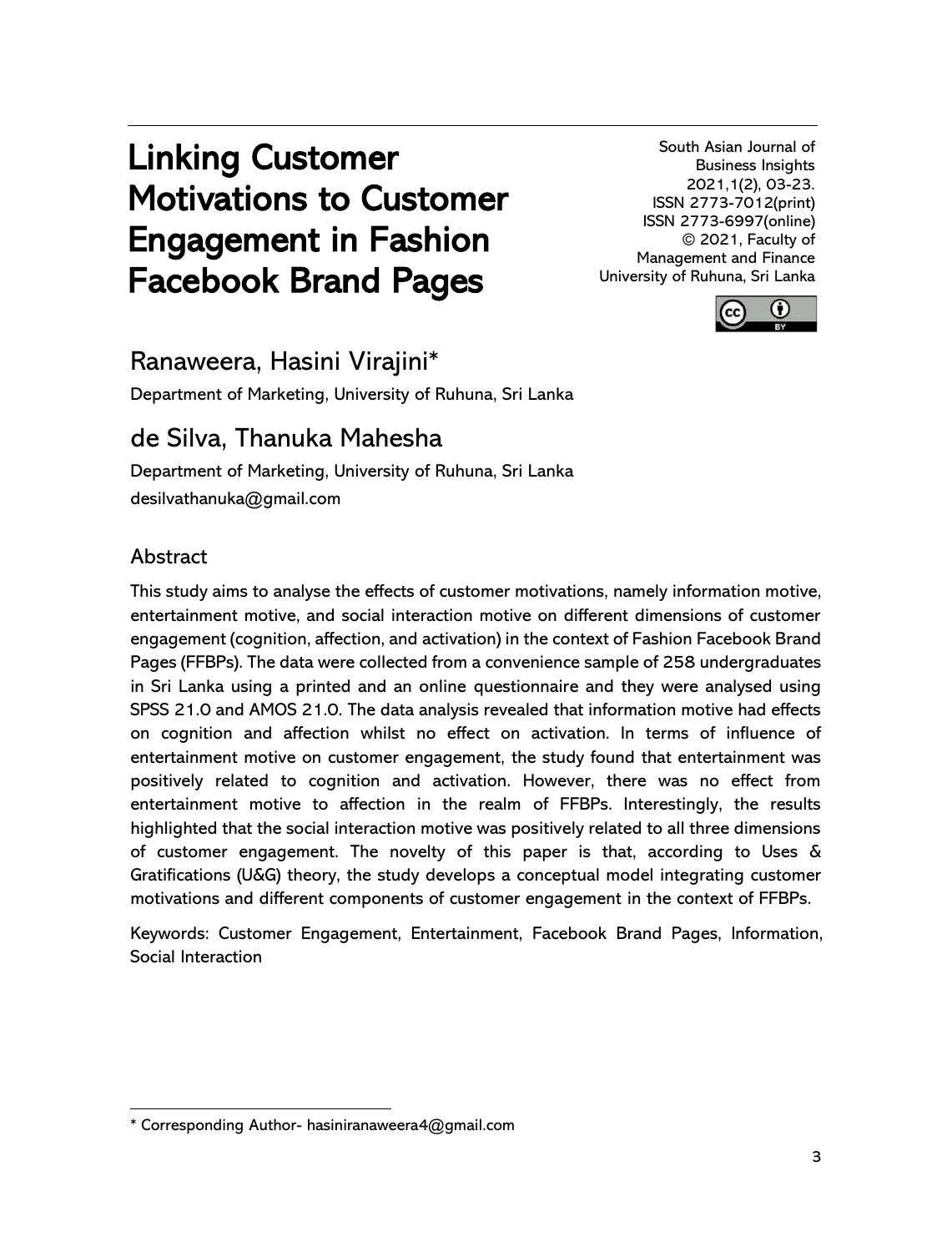# Linking Customer Motivations to Customer Engagement in Fashion Facebook Brand Pages

South Asian Journal of Business Insights
2021,1(2), 03-23.
ISSN 2773-7012(print)
ISSN 2773-6997(online)
© 2021, Faculty of Management and Finance
University of Ruhuna, Sri Lanka

## Ranaweera, Hasini Virajini*

Department of Marketing, University of Ruhuna, Sri Lanka

## de Silva, Thanuka Mahesha

Department of Marketing, University of Ruhuna, Sri Lanka
desilvathanuka@gmail.com

### Abstract

This study aims to analyse the effects of customer motivations, namely information motive, entertainment motive, and social interaction motive on different dimensions of customer engagement (cognition, affection, and activation) in the context of Fashion Facebook Brand Pages (FFBPs). The data were collected from a convenience sample of 258 undergraduates in Sri Lanka using a printed and an online questionnaire and they were analysed using SPSS 21.0 and AMOS 21.0. The data analysis revealed that information motive had effects on cognition and affection whilst no effect on activation. In terms of influence of entertainment motive on customer engagement, the study found that entertainment was positively related to cognition and activation. However, there was no effect from entertainment motive to affection in the realm of FFBPs. Interestingly, the results highlighted that the social interaction motive was positively related to all three dimensions of customer engagement. The novelty of this paper is that, according to Uses & Gratifications (U&G) theory, the study develops a conceptual model integrating customer motivations and different components of customer engagement in the context of FFBPs.

Keywords: Customer Engagement, Entertainment, Facebook Brand Pages, Information, Social Interaction

* Corresponding Author- hasiniranaweera4@gmail.com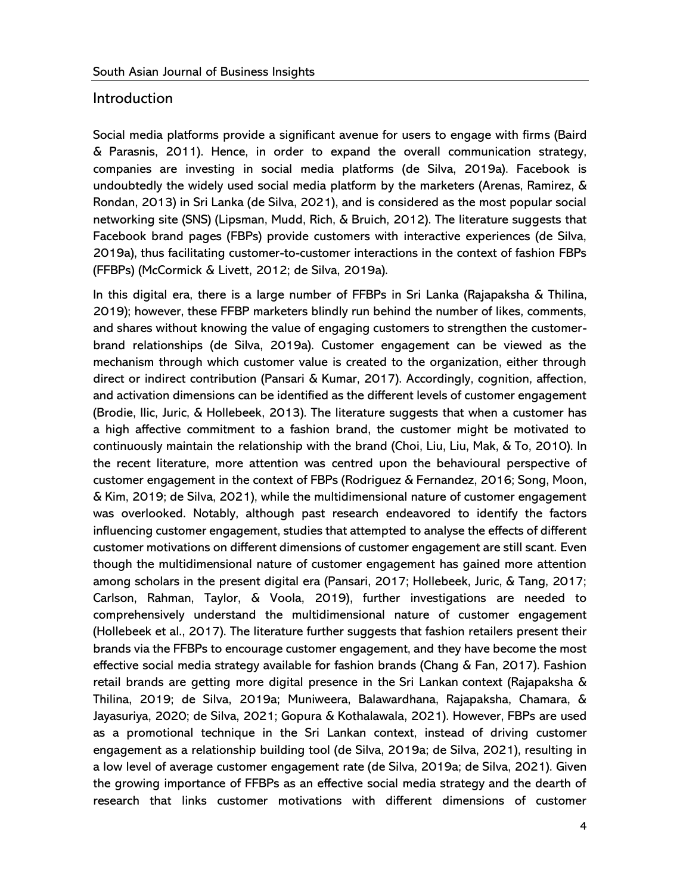## Introduction

Social media platforms provide a significant avenue for users to engage with firms (Baird & Parasnis, 2011). Hence, in order to expand the overall communication strategy, companies are investing in social media platforms (de Silva, 2019a). Facebook is undoubtedly the widely used social media platform by the marketers (Arenas, Ramirez, & Rondan, 2013) in Sri Lanka (de Silva, 2021), and is considered as the most popular social networking site (SNS) (Lipsman, Mudd, Rich, & Bruich, 2012). The literature suggests that Facebook brand pages (FBPs) provide customers with interactive experiences (de Silva, 2019a), thus facilitating customer-to-customer interactions in the context of fashion FBPs (FFBPs) (McCormick & Livett, 2012; de Silva, 2019a).

In this digital era, there is a large number of FFBPs in Sri Lanka (Rajapaksha & Thilina, 2019); however, these FFBP marketers blindly run behind the number of likes, comments, and shares without knowing the value of engaging customers to strengthen the customer-brand relationships (de Silva, 2019a). Customer engagement can be viewed as the mechanism through which customer value is created to the organization, either through direct or indirect contribution (Pansari & Kumar, 2017). Accordingly, cognition, affection, and activation dimensions can be identified as the different levels of customer engagement (Brodie, Ilic, Juric, & Hollebeek, 2013). The literature suggests that when a customer has a high affective commitment to a fashion brand, the customer might be motivated to continuously maintain the relationship with the brand (Choi, Liu, Liu, Mak, & To, 2010). In the recent literature, more attention was centred upon the behavioural perspective of customer engagement in the context of FBPs (Rodriguez & Fernandez, 2016; Song, Moon, & Kim, 2019; de Silva, 2021), while the multidimensional nature of customer engagement was overlooked. Notably, although past research endeavored to identify the factors influencing customer engagement, studies that attempted to analyse the effects of different customer motivations on different dimensions of customer engagement are still scant. Even though the multidimensional nature of customer engagement has gained more attention among scholars in the present digital era (Pansari, 2017; Hollebeek, Juric, & Tang, 2017; Carlson, Rahman, Taylor, & Voola, 2019), further investigations are needed to comprehensively understand the multidimensional nature of customer engagement (Hollebeek et al., 2017). The literature further suggests that fashion retailers present their brands via the FFBPs to encourage customer engagement, and they have become the most effective social media strategy available for fashion brands (Chang & Fan, 2017). Fashion retail brands are getting more digital presence in the Sri Lankan context (Rajapaksha & Thilina, 2019; de Silva, 2019a; Muniweera, Balawardhana, Rajapaksha, Chamara, & Jayasuriya, 2020; de Silva, 2021; Gopura & Kothalawala, 2021). However, FBPs are used as a promotional technique in the Sri Lankan context, instead of driving customer engagement as a relationship building tool (de Silva, 2019a; de Silva, 2021), resulting in a low level of average customer engagement rate (de Silva, 2019a; de Silva, 2021). Given the growing importance of FFBPs as an effective social media strategy and the dearth of research that links customer motivations with different dimensions of customer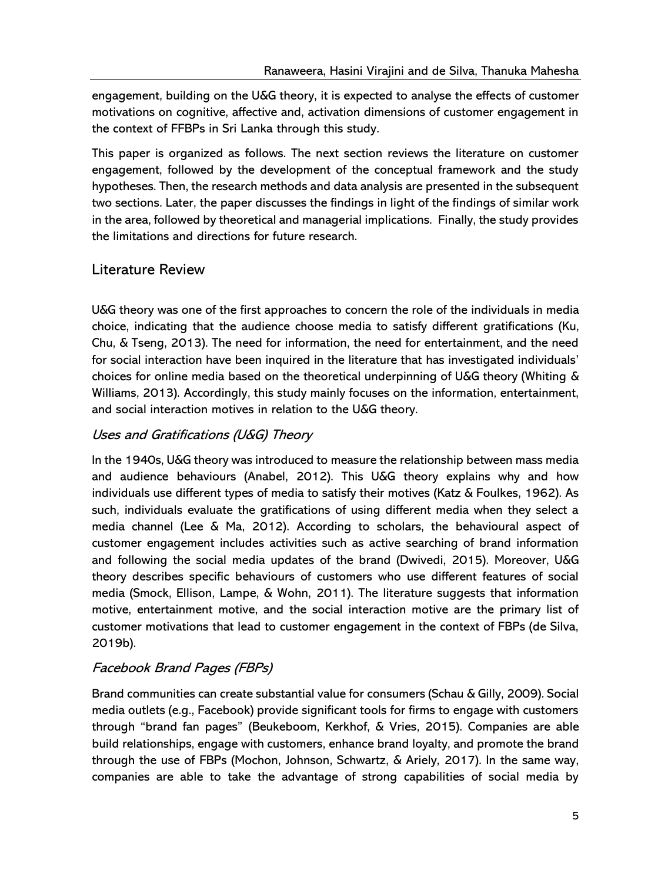engagement, building on the U&G theory, it is expected to analyse the effects of customer motivations on cognitive, affective and, activation dimensions of customer engagement in the context of FFBPs in Sri Lanka through this study.

This paper is organized as follows. The next section reviews the literature on customer engagement, followed by the development of the conceptual framework and the study hypotheses. Then, the research methods and data analysis are presented in the subsequent two sections. Later, the paper discusses the findings in light of the findings of similar work in the area, followed by theoretical and managerial implications. Finally, the study provides the limitations and directions for future research.

## Literature Review

U&G theory was one of the first approaches to concern the role of the individuals in media choice, indicating that the audience choose media to satisfy different gratifications (Ku, Chu, & Tseng, 2013). The need for information, the need for entertainment, and the need for social interaction have been inquired in the literature that has investigated individuals' choices for online media based on the theoretical underpinning of U&G theory (Whiting & Williams, 2013). Accordingly, this study mainly focuses on the information, entertainment, and social interaction motives in relation to the U&G theory.

### *Uses and Gratifications (U&G) Theory*

In the 1940s, U&G theory was introduced to measure the relationship between mass media and audience behaviours (Anabel, 2012). This U&G theory explains why and how individuals use different types of media to satisfy their motives (Katz & Foulkes, 1962). As such, individuals evaluate the gratifications of using different media when they select a media channel (Lee & Ma, 2012). According to scholars, the behavioural aspect of customer engagement includes activities such as active searching of brand information and following the social media updates of the brand (Dwivedi, 2015). Moreover, U&G theory describes specific behaviours of customers who use different features of social media (Smock, Ellison, Lampe, & Wohn, 2011). The literature suggests that information motive, entertainment motive, and the social interaction motive are the primary list of customer motivations that lead to customer engagement in the context of FBPs (de Silva, 2019b).

### *Facebook Brand Pages (FBPs)*

Brand communities can create substantial value for consumers (Schau & Gilly, 2009). Social media outlets (e.g., Facebook) provide significant tools for firms to engage with customers through "brand fan pages" (Beukeboom, Kerkhof, & Vries, 2015). Companies are able build relationships, engage with customers, enhance brand loyalty, and promote the brand through the use of FBPs (Mochon, Johnson, Schwartz, & Ariely, 2017). In the same way, companies are able to take the advantage of strong capabilities of social media by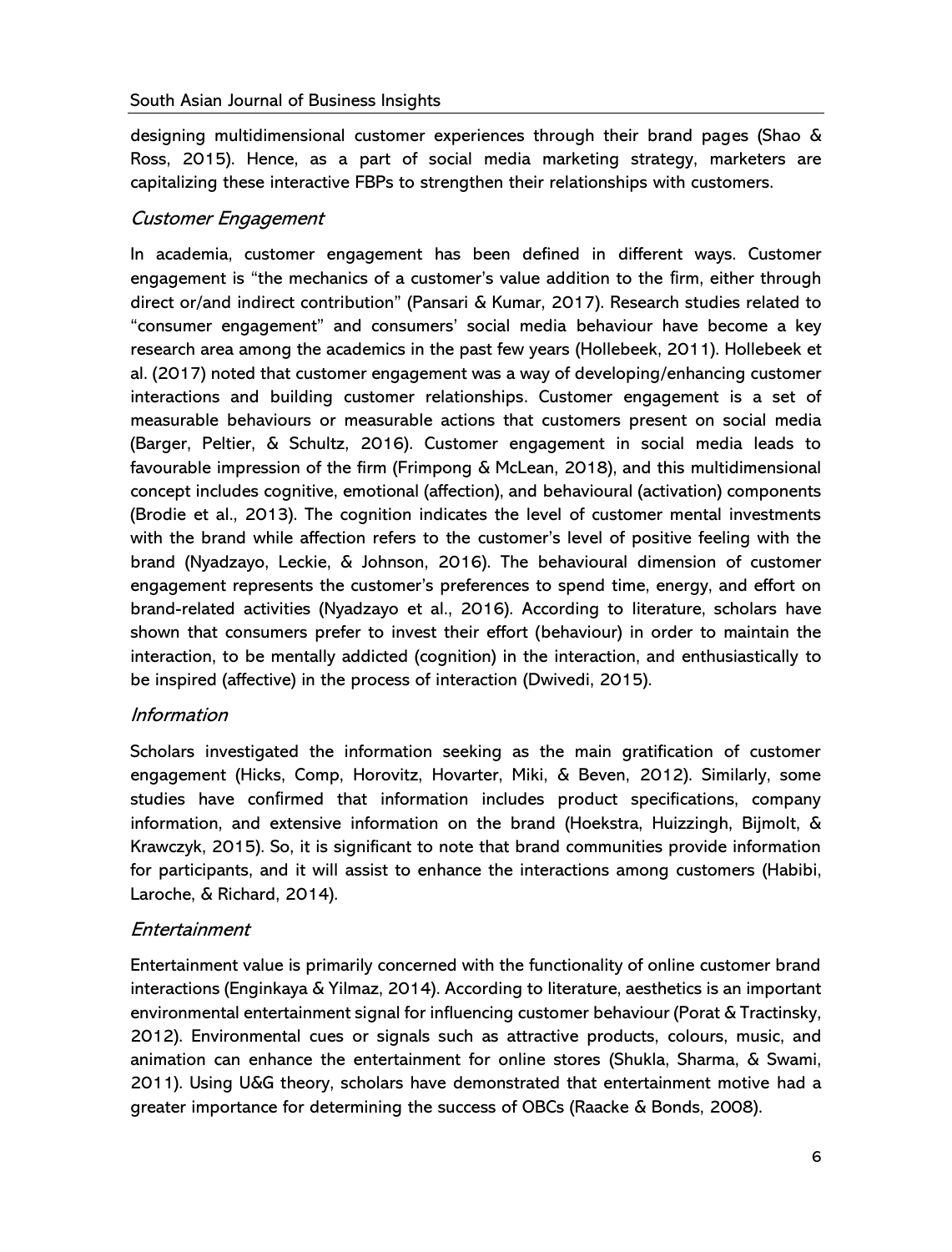designing multidimensional customer experiences through their brand pages (Shao & Ross, 2015). Hence, as a part of social media marketing strategy, marketers are capitalizing these interactive FBPs to strengthen their relationships with customers.

### *Customer Engagement*

In academia, customer engagement has been defined in different ways. Customer engagement is "the mechanics of a customer's value addition to the firm, either through direct or/and indirect contribution" (Pansari & Kumar, 2017). Research studies related to "consumer engagement" and consumers' social media behaviour have become a key research area among the academics in the past few years (Hollebeek, 2011). Hollebeek et al. (2017) noted that customer engagement was a way of developing/enhancing customer interactions and building customer relationships. Customer engagement is a set of measurable behaviours or measurable actions that customers present on social media (Barger, Peltier, & Schultz, 2016). Customer engagement in social media leads to favourable impression of the firm (Frimpong & McLean, 2018), and this multidimensional concept includes cognitive, emotional (affection), and behavioural (activation) components (Brodie et al., 2013). The cognition indicates the level of customer mental investments with the brand while affection refers to the customer's level of positive feeling with the brand (Nyadzayo, Leckie, & Johnson, 2016). The behavioural dimension of customer engagement represents the customer's preferences to spend time, energy, and effort on brand-related activities (Nyadzayo et al., 2016). According to literature, scholars have shown that consumers prefer to invest their effort (behaviour) in order to maintain the interaction, to be mentally addicted (cognition) in the interaction, and enthusiastically to be inspired (affective) in the process of interaction (Dwivedi, 2015).

### *Information*

Scholars investigated the information seeking as the main gratification of customer engagement (Hicks, Comp, Horovitz, Hovarter, Miki, & Beven, 2012). Similarly, some studies have confirmed that information includes product specifications, company information, and extensive information on the brand (Hoekstra, Huizzingh, Bijmolt, & Krawczyk, 2015). So, it is significant to note that brand communities provide information for participants, and it will assist to enhance the interactions among customers (Habibi, Laroche, & Richard, 2014).

### *Entertainment*

Entertainment value is primarily concerned with the functionality of online customer brand interactions (Enginkaya & Yilmaz, 2014). According to literature, aesthetics is an important environmental entertainment signal for influencing customer behaviour (Porat & Tractinsky, 2012). Environmental cues or signals such as attractive products, colours, music, and animation can enhance the entertainment for online stores (Shukla, Sharma, & Swami, 2011). Using U&G theory, scholars have demonstrated that entertainment motive had a greater importance for determining the success of OBCs (Raacke & Bonds, 2008).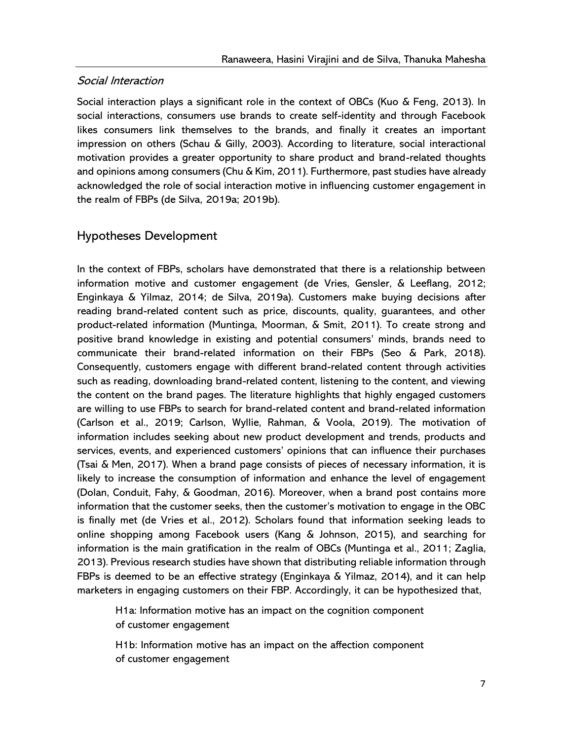### *Social Interaction*

Social interaction plays a significant role in the context of OBCs (Kuo & Feng, 2013). In social interactions, consumers use brands to create self-identity and through Facebook likes consumers link themselves to the brands, and finally it creates an important impression on others (Schau & Gilly, 2003). According to literature, social interactional motivation provides a greater opportunity to share product and brand-related thoughts and opinions among consumers (Chu & Kim, 2011). Furthermore, past studies have already acknowledged the role of social interaction motive in influencing customer engagement in the realm of FBPs (de Silva, 2019a; 2019b).

## Hypotheses Development

In the context of FBPs, scholars have demonstrated that there is a relationship between information motive and customer engagement (de Vries, Gensler, & Leeflang, 2012; Enginkaya & Yilmaz, 2014; de Silva, 2019a). Customers make buying decisions after reading brand-related content such as price, discounts, quality, guarantees, and other product-related information (Muntinga, Moorman, & Smit, 2011). To create strong and positive brand knowledge in existing and potential consumers' minds, brands need to communicate their brand-related information on their FBPs (Seo & Park, 2018). Consequently, customers engage with different brand-related content through activities such as reading, downloading brand-related content, listening to the content, and viewing the content on the brand pages. The literature highlights that highly engaged customers are willing to use FBPs to search for brand-related content and brand-related information (Carlson et al., 2019; Carlson, Wyllie, Rahman, & Voola, 2019). The motivation of information includes seeking about new product development and trends, products and services, events, and experienced customers' opinions that can influence their purchases (Tsai & Men, 2017). When a brand page consists of pieces of necessary information, it is likely to increase the consumption of information and enhance the level of engagement (Dolan, Conduit, Fahy, & Goodman, 2016). Moreover, when a brand post contains more information that the customer seeks, then the customer's motivation to engage in the OBC is finally met (de Vries et al., 2012). Scholars found that information seeking leads to online shopping among Facebook users (Kang & Johnson, 2015), and searching for information is the main gratification in the realm of OBCs (Muntinga et al., 2011; Zaglia, 2013). Previous research studies have shown that distributing reliable information through FBPs is deemed to be an effective strategy (Enginkaya & Yilmaz, 2014), and it can help marketers in engaging customers on their FBP. Accordingly, it can be hypothesized that,

> H1a: Information motive has an impact on the cognition component of customer engagement
>
> H1b: Information motive has an impact on the affection component of customer engagement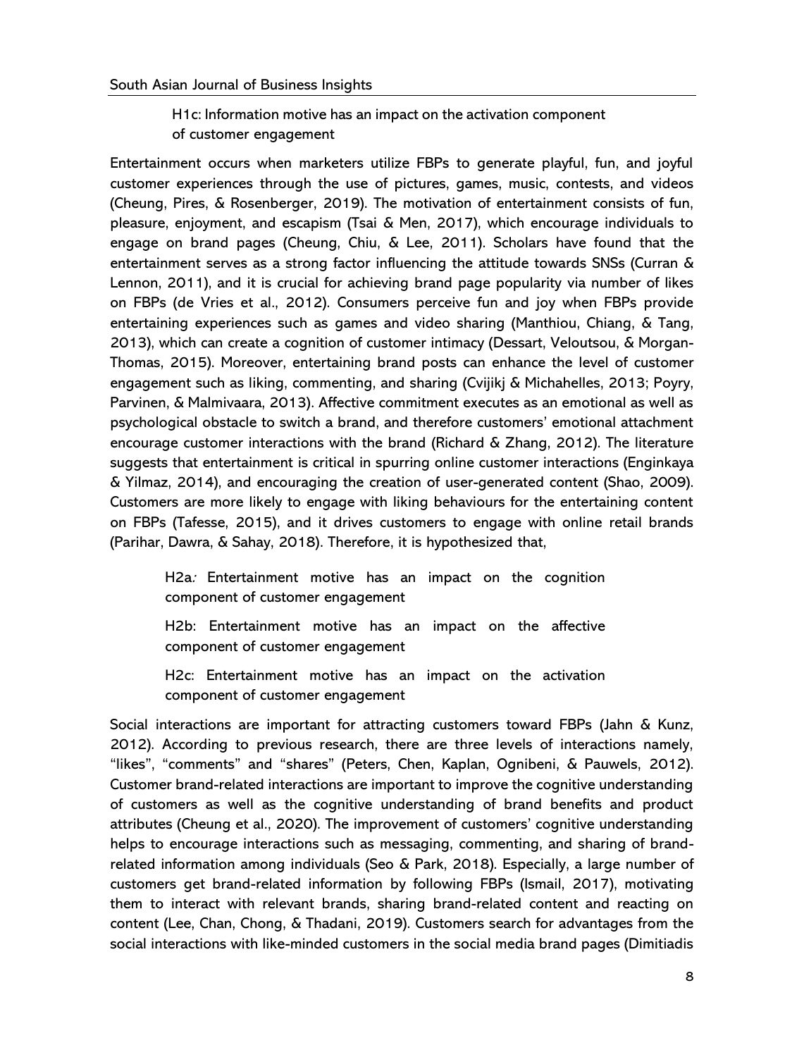H1c: Information motive has an impact on the activation component of customer engagement

Entertainment occurs when marketers utilize FBPs to generate playful, fun, and joyful customer experiences through the use of pictures, games, music, contests, and videos (Cheung, Pires, & Rosenberger, 2019). The motivation of entertainment consists of fun, pleasure, enjoyment, and escapism (Tsai & Men, 2017), which encourage individuals to engage on brand pages (Cheung, Chiu, & Lee, 2011). Scholars have found that the entertainment serves as a strong factor influencing the attitude towards SNSs (Curran & Lennon, 2011), and it is crucial for achieving brand page popularity via number of likes on FBPs (de Vries et al., 2012). Consumers perceive fun and joy when FBPs provide entertaining experiences such as games and video sharing (Manthiou, Chiang, & Tang, 2013), which can create a cognition of customer intimacy (Dessart, Veloutsou, & Morgan-Thomas, 2015). Moreover, entertaining brand posts can enhance the level of customer engagement such as liking, commenting, and sharing (Cvijikj & Michahelles, 2013; Poyry, Parvinen, & Malmivaara, 2013). Affective commitment executes as an emotional as well as psychological obstacle to switch a brand, and therefore customers' emotional attachment encourage customer interactions with the brand (Richard & Zhang, 2012). The literature suggests that entertainment is critical in spurring online customer interactions (Enginkaya & Yilmaz, 2014), and encouraging the creation of user-generated content (Shao, 2009). Customers are more likely to engage with liking behaviours for the entertaining content on FBPs (Tafesse, 2015), and it drives customers to engage with online retail brands (Parihar, Dawra, & Sahay, 2018). Therefore, it is hypothesized that,

H2a*:* Entertainment motive has an impact on the cognition component of customer engagement

H2b: Entertainment motive has an impact on the affective component of customer engagement

H2c: Entertainment motive has an impact on the activation component of customer engagement

Social interactions are important for attracting customers toward FBPs (Jahn & Kunz, 2012). According to previous research, there are three levels of interactions namely, "likes", "comments" and "shares" (Peters, Chen, Kaplan, Ognibeni, & Pauwels, 2012). Customer brand-related interactions are important to improve the cognitive understanding of customers as well as the cognitive understanding of brand benefits and product attributes (Cheung et al., 2020). The improvement of customers' cognitive understanding helps to encourage interactions such as messaging, commenting, and sharing of brand-related information among individuals (Seo & Park, 2018). Especially, a large number of customers get brand-related information by following FBPs (Ismail, 2017), motivating them to interact with relevant brands, sharing brand-related content and reacting on content (Lee, Chan, Chong, & Thadani, 2019). Customers search for advantages from the social interactions with like-minded customers in the social media brand pages (Dimitiadis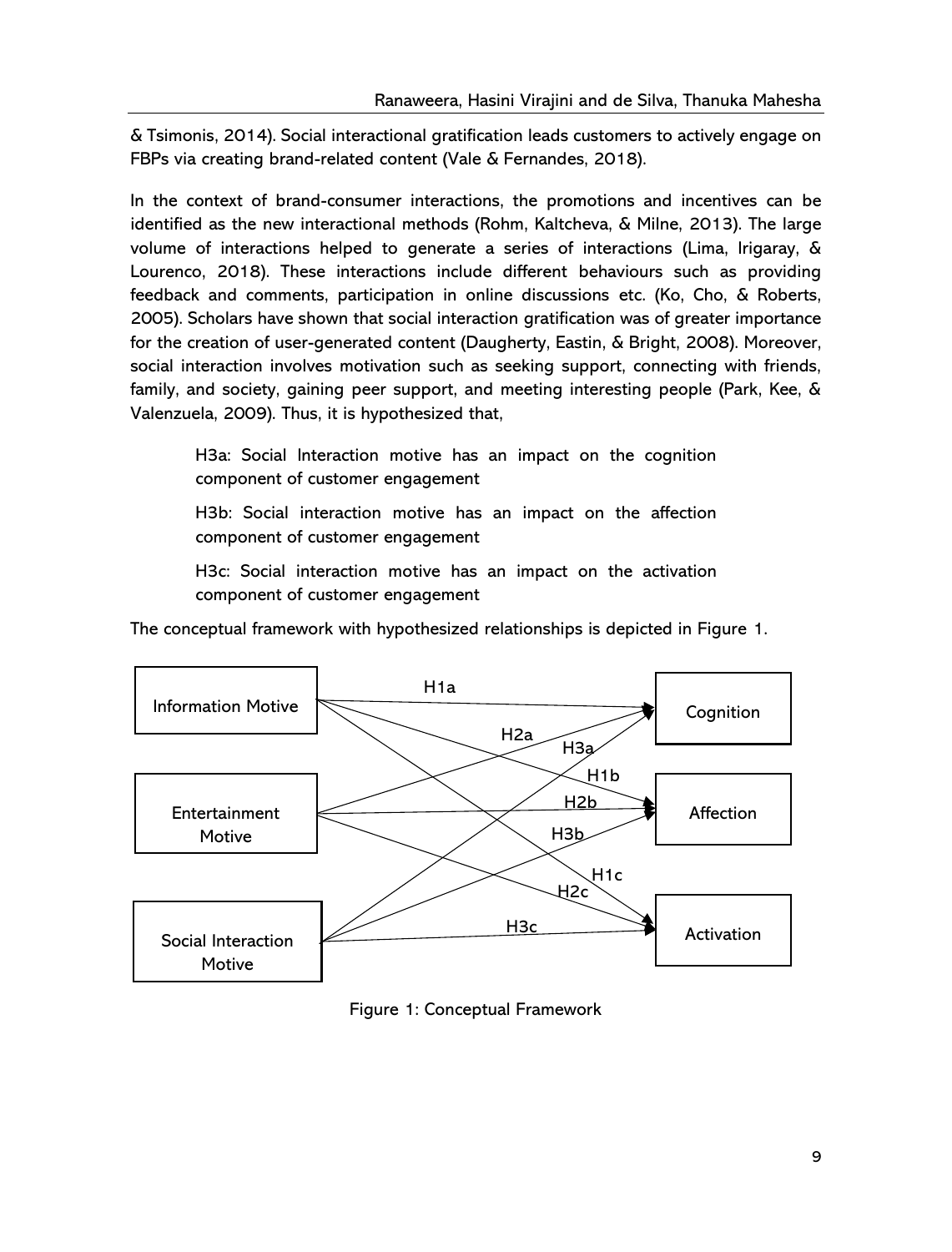& Tsimonis, 2014). Social interactional gratification leads customers to actively engage on FBPs via creating brand-related content (Vale & Fernandes, 2018).

In the context of brand-consumer interactions, the promotions and incentives can be identified as the new interactional methods (Rohm, Kaltcheva, & Milne, 2013). The large volume of interactions helped to generate a series of interactions (Lima, Irigaray, & Lourenco, 2018). These interactions include different behaviours such as providing feedback and comments, participation in online discussions etc. (Ko, Cho, & Roberts, 2005). Scholars have shown that social interaction gratification was of greater importance for the creation of user-generated content (Daugherty, Eastin, & Bright, 2008). Moreover, social interaction involves motivation such as seeking support, connecting with friends, family, and society, gaining peer support, and meeting interesting people (Park, Kee, & Valenzuela, 2009). Thus, it is hypothesized that,

> H3a: Social Interaction motive has an impact on the cognition component of customer engagement
>
> H3b: Social interaction motive has an impact on the affection component of customer engagement
>
> H3c: Social interaction motive has an impact on the activation component of customer engagement

The conceptual framework with hypothesized relationships is depicted in Figure 1.

Information Motive, Entertainment Motive, Social Interaction Motive → Cognition (H1a, H2a, H3a), Affection (H1b, H2b, H3b), Activation (H1c, H2c, H3c)

Figure 1: Conceptual Framework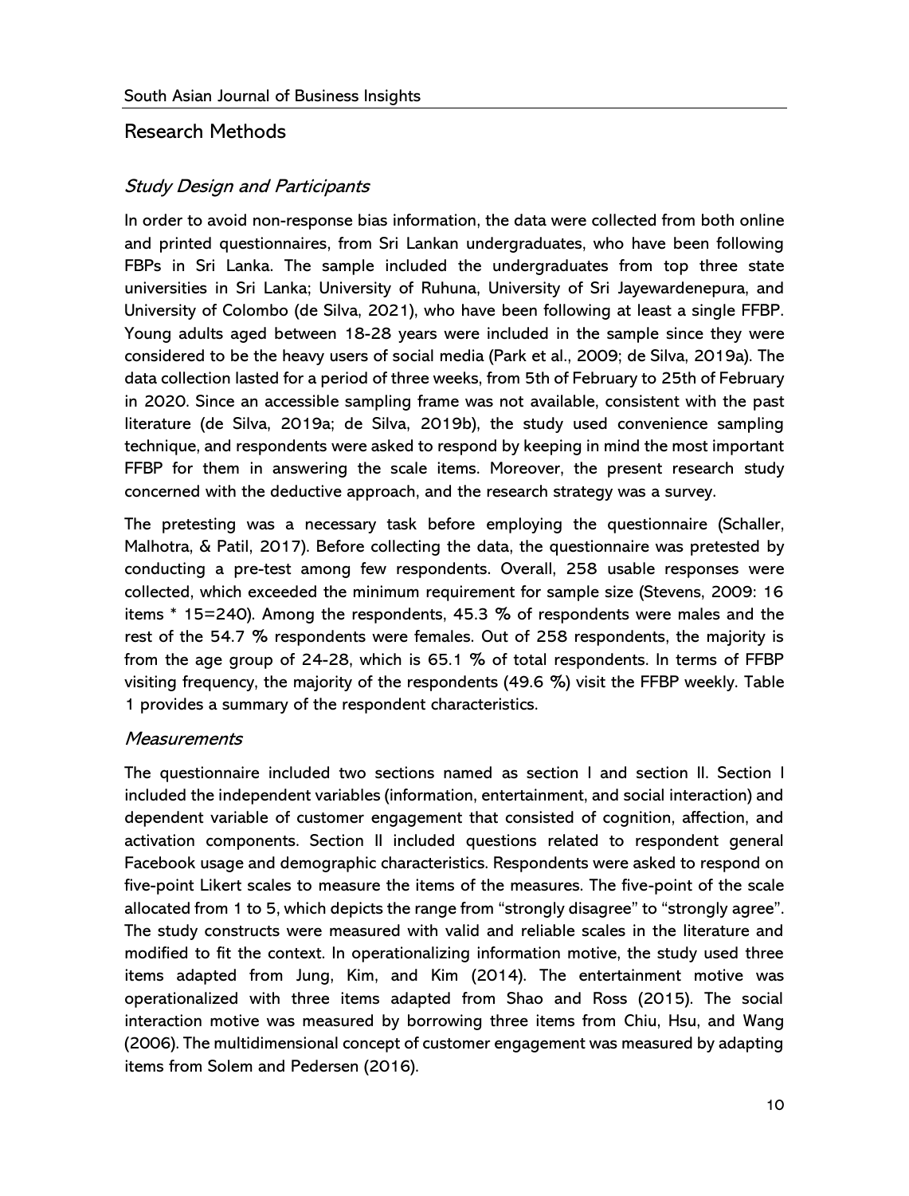## Research Methods

### *Study Design and Participants*

In order to avoid non-response bias information, the data were collected from both online and printed questionnaires, from Sri Lankan undergraduates, who have been following FBPs in Sri Lanka. The sample included the undergraduates from top three state universities in Sri Lanka; University of Ruhuna, University of Sri Jayewardenepura, and University of Colombo (de Silva, 2021), who have been following at least a single FFBP. Young adults aged between 18-28 years were included in the sample since they were considered to be the heavy users of social media (Park et al., 2009; de Silva, 2019a). The data collection lasted for a period of three weeks, from 5th of February to 25th of February in 2020. Since an accessible sampling frame was not available, consistent with the past literature (de Silva, 2019a; de Silva, 2019b), the study used convenience sampling technique, and respondents were asked to respond by keeping in mind the most important FFBP for them in answering the scale items. Moreover, the present research study concerned with the deductive approach, and the research strategy was a survey.

The pretesting was a necessary task before employing the questionnaire (Schaller, Malhotra, & Patil, 2017). Before collecting the data, the questionnaire was pretested by conducting a pre-test among few respondents. Overall, 258 usable responses were collected, which exceeded the minimum requirement for sample size (Stevens, 2009: 16 items * 15=240). Among the respondents, 45.3 % of respondents were males and the rest of the 54.7 % respondents were females. Out of 258 respondents, the majority is from the age group of 24-28, which is 65.1 % of total respondents. In terms of FFBP visiting frequency, the majority of the respondents (49.6 %) visit the FFBP weekly. Table 1 provides a summary of the respondent characteristics.

### *Measurements*

The questionnaire included two sections named as section I and section II. Section I included the independent variables (information, entertainment, and social interaction) and dependent variable of customer engagement that consisted of cognition, affection, and activation components. Section II included questions related to respondent general Facebook usage and demographic characteristics. Respondents were asked to respond on five-point Likert scales to measure the items of the measures. The five-point of the scale allocated from 1 to 5, which depicts the range from "strongly disagree" to "strongly agree". The study constructs were measured with valid and reliable scales in the literature and modified to fit the context. In operationalizing information motive, the study used three items adapted from Jung, Kim, and Kim (2014). The entertainment motive was operationalized with three items adapted from Shao and Ross (2015). The social interaction motive was measured by borrowing three items from Chiu, Hsu, and Wang (2006). The multidimensional concept of customer engagement was measured by adapting items from Solem and Pedersen (2016).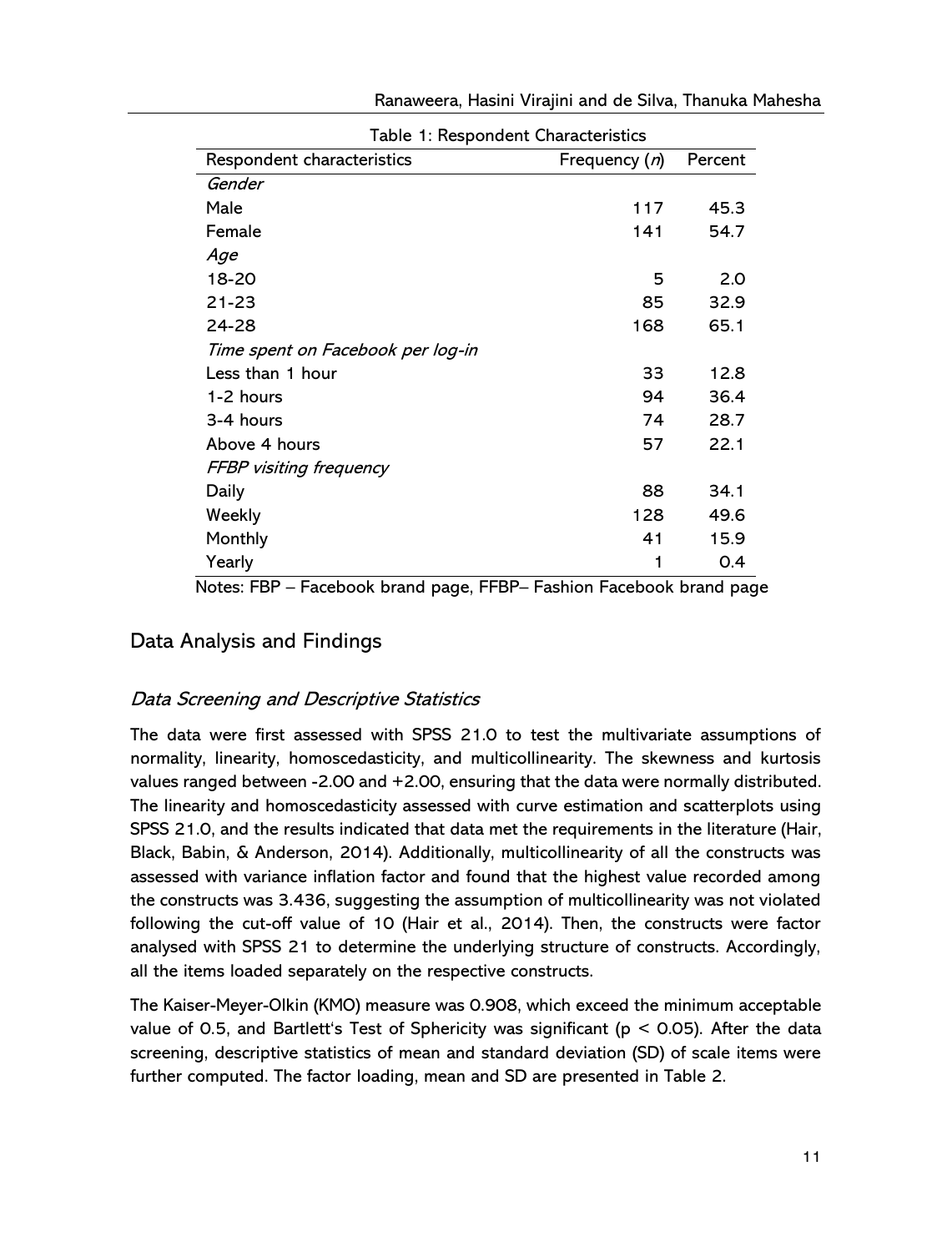Table 1: Respondent Characteristics

| Respondent characteristics | Frequency (*n*) | Percent |
|---|---|---|
| *Gender* | | |
| Male | 117 | 45.3 |
| Female | 141 | 54.7 |
| *Age* | | |
| 18-20 | 5 | 2.0 |
| 21-23 | 85 | 32.9 |
| 24-28 | 168 | 65.1 |
| *Time spent on Facebook per log-in* | | |
| Less than 1 hour | 33 | 12.8 |
| 1-2 hours | 94 | 36.4 |
| 3-4 hours | 74 | 28.7 |
| Above 4 hours | 57 | 22.1 |
| *FFBP visiting frequency* | | |
| Daily | 88 | 34.1 |
| Weekly | 128 | 49.6 |
| Monthly | 41 | 15.9 |
| Yearly | 1 | 0.4 |

Notes: FBP – Facebook brand page, FFBP– Fashion Facebook brand page

## Data Analysis and Findings

### *Data Screening and Descriptive Statistics*

The data were first assessed with SPSS 21.0 to test the multivariate assumptions of normality, linearity, homoscedasticity, and multicollinearity. The skewness and kurtosis values ranged between -2.00 and +2.00, ensuring that the data were normally distributed. The linearity and homoscedasticity assessed with curve estimation and scatterplots using SPSS 21.0, and the results indicated that data met the requirements in the literature (Hair, Black, Babin, & Anderson, 2014). Additionally, multicollinearity of all the constructs was assessed with variance inflation factor and found that the highest value recorded among the constructs was 3.436, suggesting the assumption of multicollinearity was not violated following the cut-off value of 10 (Hair et al., 2014). Then, the constructs were factor analysed with SPSS 21 to determine the underlying structure of constructs. Accordingly, all the items loaded separately on the respective constructs.

The Kaiser-Meyer-Olkin (KMO) measure was 0.908, which exceed the minimum acceptable value of 0.5, and Bartlett's Test of Sphericity was significant ($p < 0.05$). After the data screening, descriptive statistics of mean and standard deviation (SD) of scale items were further computed. The factor loading, mean and SD are presented in Table 2.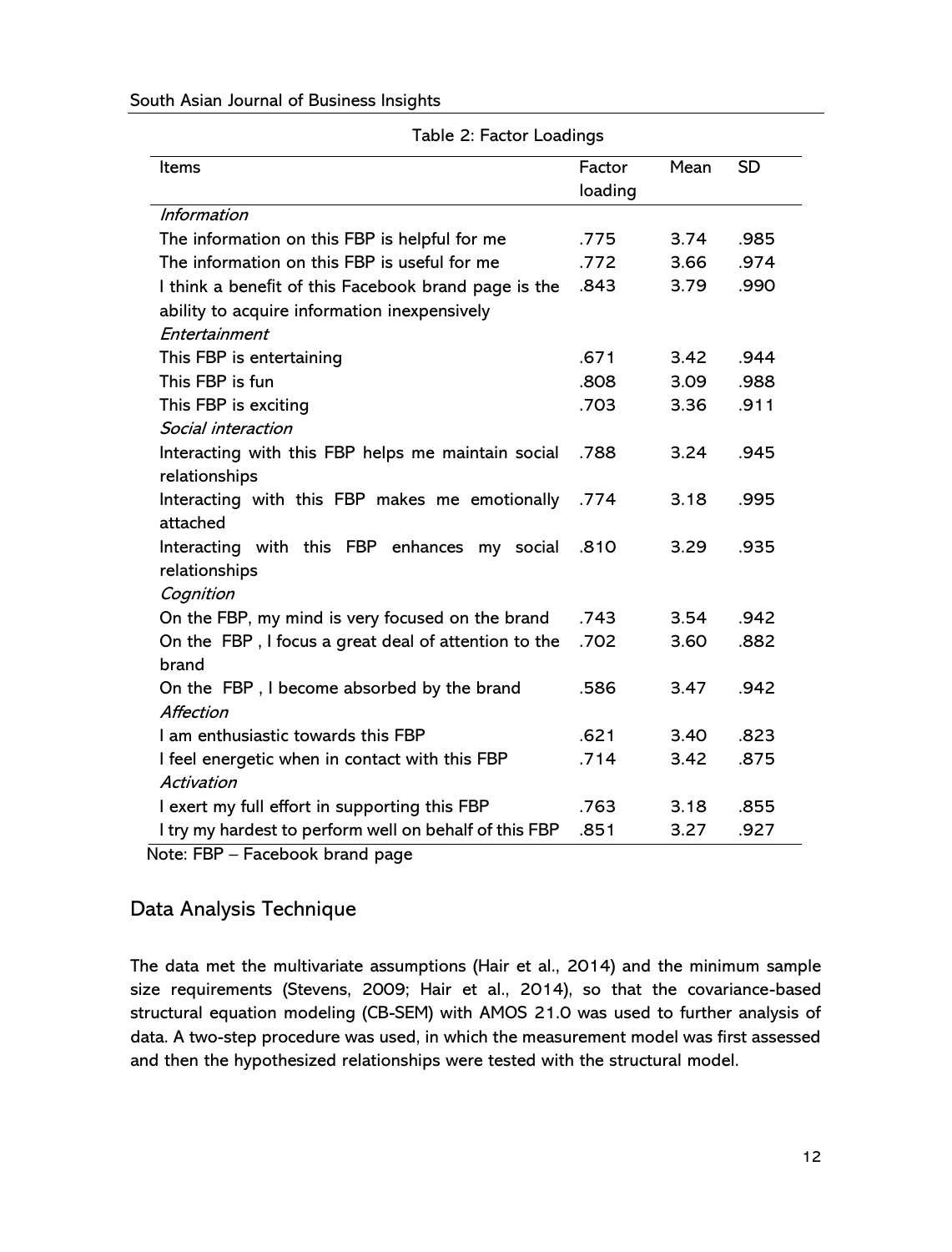Table 2: Factor Loadings

| Items | Factor loading | Mean | SD |
| --- | --- | --- | --- |
| *Information* | | | |
| The information on this FBP is helpful for me | .775 | 3.74 | .985 |
| The information on this FBP is useful for me | .772 | 3.66 | .974 |
| I think a benefit of this Facebook brand page is the ability to acquire information inexpensively | .843 | 3.79 | .990 |
| *Entertainment* | | | |
| This FBP is entertaining | .671 | 3.42 | .944 |
| This FBP is fun | .808 | 3.09 | .988 |
| This FBP is exciting | .703 | 3.36 | .911 |
| *Social interaction* | | | |
| Interacting with this FBP helps me maintain social relationships | .788 | 3.24 | .945 |
| Interacting with this FBP makes me emotionally attached | .774 | 3.18 | .995 |
| Interacting with this FBP enhances my social relationships | .810 | 3.29 | .935 |
| *Cognition* | | | |
| On the FBP, my mind is very focused on the brand | .743 | 3.54 | .942 |
| On the FBP , I focus a great deal of attention to the brand | .702 | 3.60 | .882 |
| On the FBP , I become absorbed by the brand | .586 | 3.47 | .942 |
| *Affection* | | | |
| I am enthusiastic towards this FBP | .621 | 3.40 | .823 |
| I feel energetic when in contact with this FBP | .714 | 3.42 | .875 |
| *Activation* | | | |
| I exert my full effort in supporting this FBP | .763 | 3.18 | .855 |
| I try my hardest to perform well on behalf of this FBP | .851 | 3.27 | .927 |

Note: FBP – Facebook brand page

## Data Analysis Technique

The data met the multivariate assumptions (Hair et al., 2014) and the minimum sample size requirements (Stevens, 2009; Hair et al., 2014), so that the covariance-based structural equation modeling (CB-SEM) with AMOS 21.0 was used to further analysis of data. A two-step procedure was used, in which the measurement model was first assessed and then the hypothesized relationships were tested with the structural model.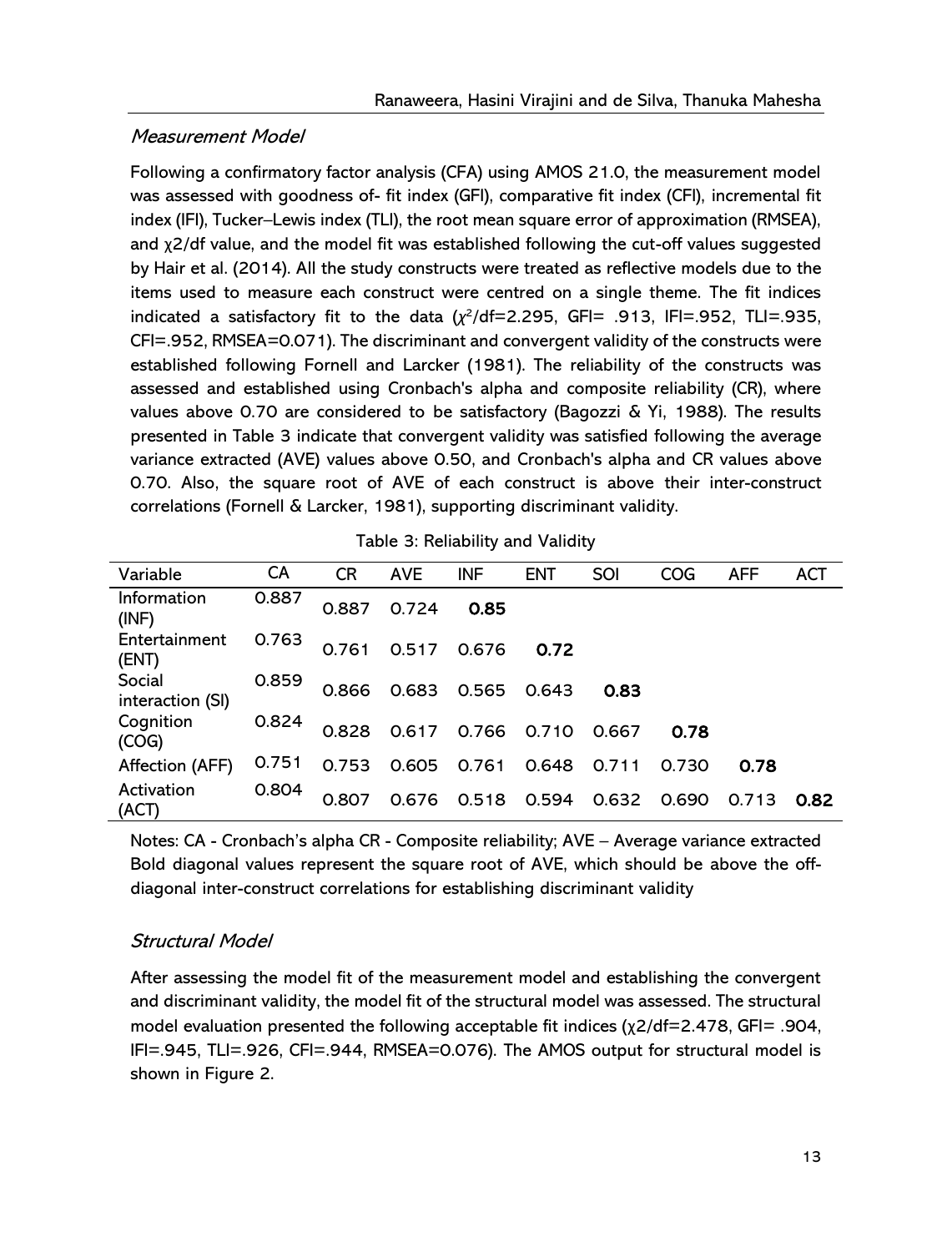### *Measurement Model*

Following a confirmatory factor analysis (CFA) using AMOS 21.0, the measurement model was assessed with goodness of- fit index (GFI), comparative fit index (CFI), incremental fit index (IFI), Tucker–Lewis index (TLI), the root mean square error of approximation (RMSEA), and χ2/df value, and the model fit was established following the cut-off values suggested by Hair et al. (2014). All the study constructs were treated as reflective models due to the items used to measure each construct were centred on a single theme. The fit indices indicated a satisfactory fit to the data ($\chi^2$/df=2.295, GFI= .913, IFI=.952, TLI=.935, CFI=.952, RMSEA=0.071). The discriminant and convergent validity of the constructs were established following Fornell and Larcker (1981). The reliability of the constructs was assessed and established using Cronbach's alpha and composite reliability (CR), where values above 0.70 are considered to be satisfactory (Bagozzi & Yi, 1988). The results presented in Table 3 indicate that convergent validity was satisfied following the average variance extracted (AVE) values above 0.50, and Cronbach's alpha and CR values above 0.70. Also, the square root of AVE of each construct is above their inter-construct correlations (Fornell & Larcker, 1981), supporting discriminant validity.

Table 3: Reliability and Validity

| Variable | CA | CR | AVE | INF | ENT | SOI | COG | AFF | ACT |
|---|---|---|---|---|---|---|---|---|---|
| Information (INF) | 0.887 | 0.887 | 0.724 | **0.85** | | | | | |
| Entertainment (ENT) | 0.763 | 0.761 | 0.517 | 0.676 | **0.72** | | | | |
| Social interaction (SI) | 0.859 | 0.866 | 0.683 | 0.565 | 0.643 | **0.83** | | | |
| Cognition (COG) | 0.824 | 0.828 | 0.617 | 0.766 | 0.710 | 0.667 | **0.78** | | |
| Affection (AFF) | 0.751 | 0.753 | 0.605 | 0.761 | 0.648 | 0.711 | 0.730 | **0.78** | |
| Activation (ACT) | 0.804 | 0.807 | 0.676 | 0.518 | 0.594 | 0.632 | 0.690 | 0.713 | **0.82** |

Notes: CA - Cronbach's alpha CR - Composite reliability; AVE – Average variance extracted Bold diagonal values represent the square root of AVE, which should be above the off-diagonal inter-construct correlations for establishing discriminant validity

### *Structural Model*

After assessing the model fit of the measurement model and establishing the convergent and discriminant validity, the model fit of the structural model was assessed. The structural model evaluation presented the following acceptable fit indices (χ2/df=2.478, GFI= .904, IFI=.945, TLI=.926, CFI=.944, RMSEA=0.076). The AMOS output for structural model is shown in Figure 2.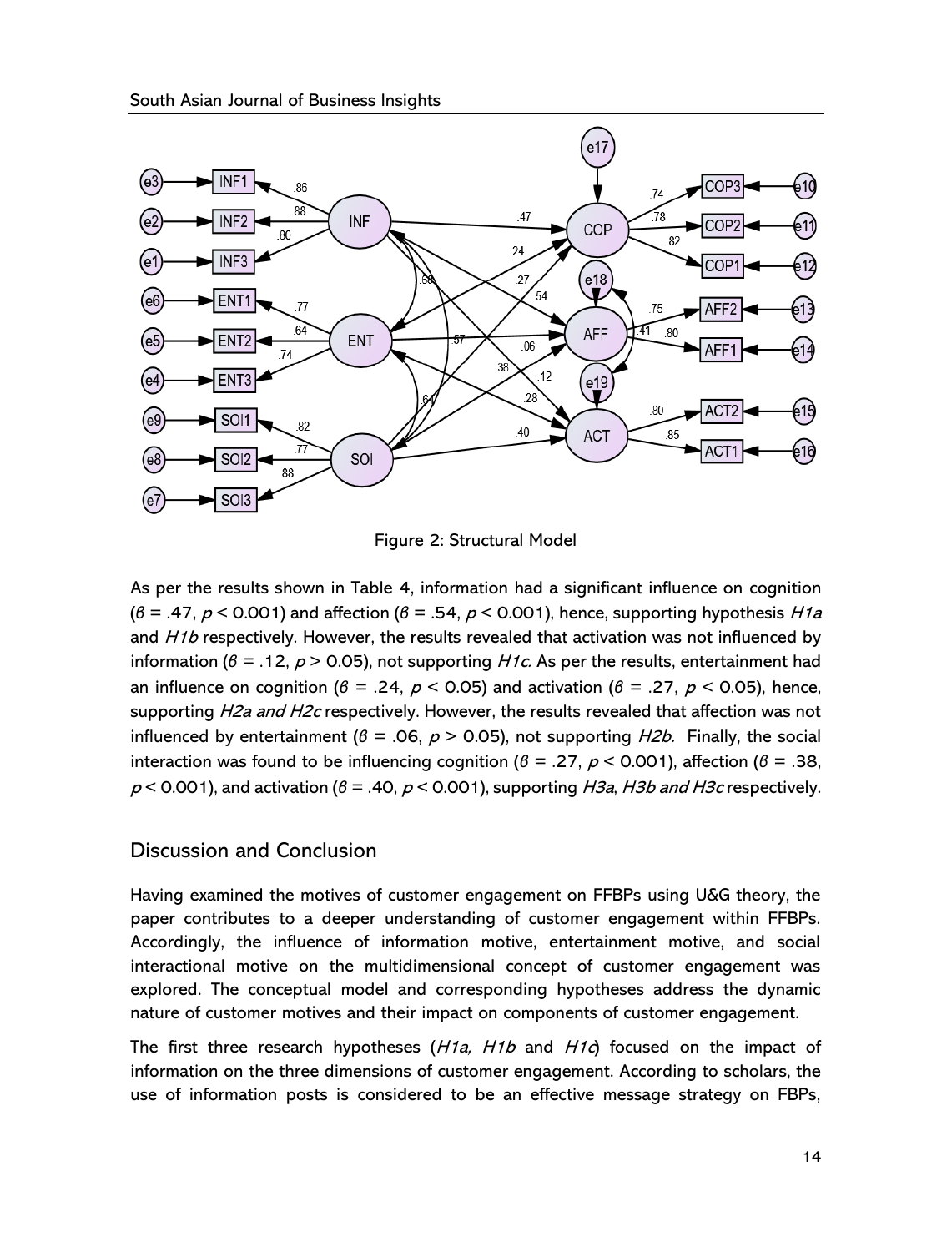Figure 2: Structural Model

As per the results shown in Table 4, information had a significant influence on cognition ($\beta$ = .47, $p < 0.001$) and affection ($\beta$ = .54, $p < 0.001$), hence, supporting hypothesis *H1a* and *H1b* respectively. However, the results revealed that activation was not influenced by information ($\beta$ = .12, $p > 0.05$), not supporting *H1c*. As per the results, entertainment had an influence on cognition ($\beta$ = .24, $p < 0.05$) and activation ($\beta$ = .27, $p < 0.05$), hence, supporting *H2a and H2c* respectively. However, the results revealed that affection was not influenced by entertainment ($\beta$ = .06, $p > 0.05$), not supporting *H2b.* Finally, the social interaction was found to be influencing cognition ($\beta$ = .27, $p < 0.001$), affection ($\beta$ = .38, $p < 0.001$), and activation ($\beta$ = .40, $p < 0.001$), supporting *H3a*, *H3b and H3c* respectively.

## Discussion and Conclusion

Having examined the motives of customer engagement on FFBPs using U&G theory, the paper contributes to a deeper understanding of customer engagement within FFBPs. Accordingly, the influence of information motive, entertainment motive, and social interactional motive on the multidimensional concept of customer engagement was explored. The conceptual model and corresponding hypotheses address the dynamic nature of customer motives and their impact on components of customer engagement.

The first three research hypotheses (*H1a, H1b* and *H1c*) focused on the impact of information on the three dimensions of customer engagement. According to scholars, the use of information posts is considered to be an effective message strategy on FBPs,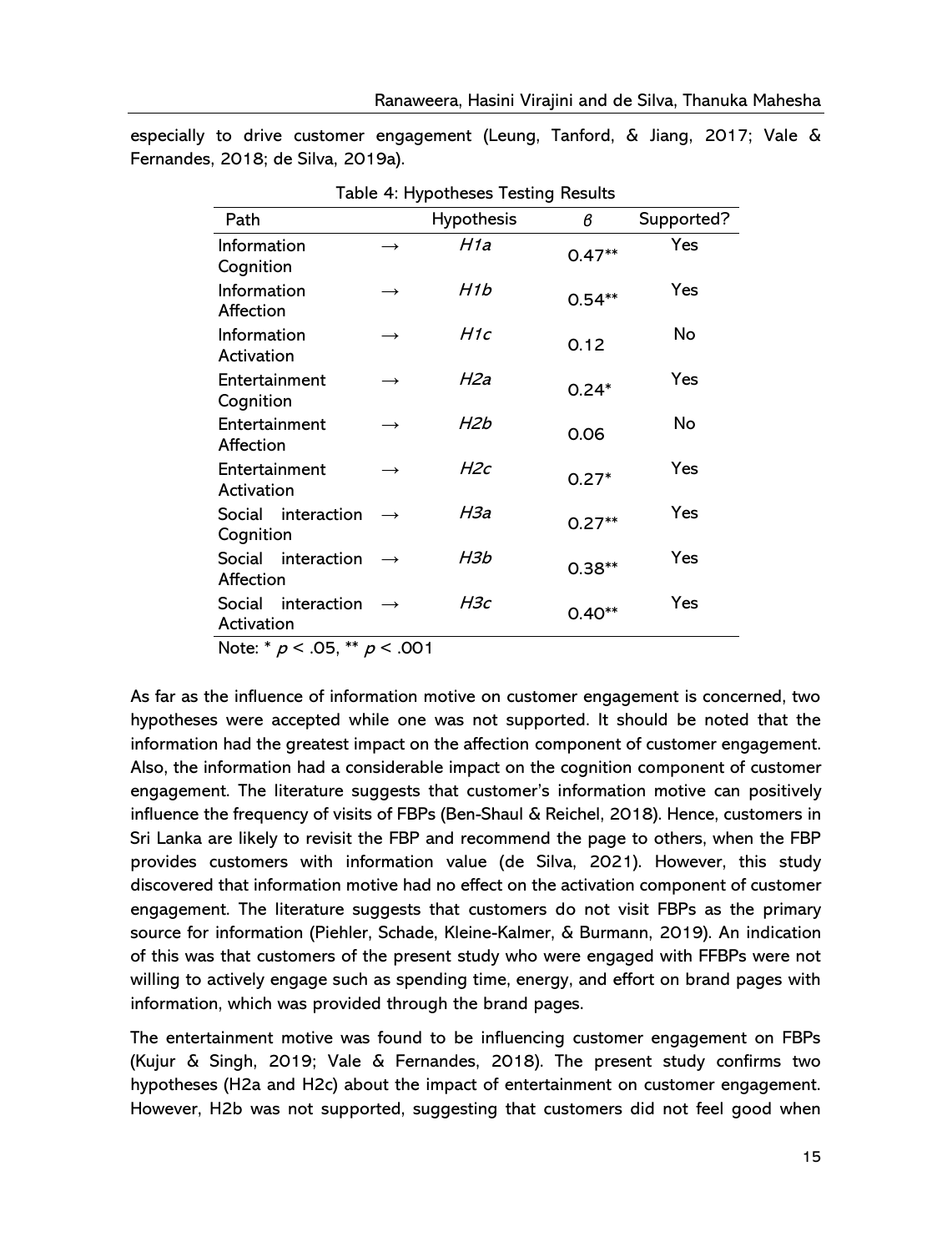especially to drive customer engagement (Leung, Tanford, & Jiang, 2017; Vale & Fernandes, 2018; de Silva, 2019a).

Table 4: Hypotheses Testing Results

| Path | | Hypothesis | $\beta$ | Supported? |
|---|---|---|---|---|
| Information Cognition | → | *H1a* | 0.47** | Yes |
| Information Affection | → | *H1b* | 0.54** | Yes |
| Information Activation | → | *H1c* | 0.12 | No |
| Entertainment Cognition | → | *H2a* | 0.24* | Yes |
| Entertainment Affection | → | *H2b* | 0.06 | No |
| Entertainment Activation | → | *H2c* | 0.27* | Yes |
| Social interaction Cognition | → | *H3a* | 0.27** | Yes |
| Social interaction Affection | → | *H3b* | 0.38** | Yes |
| Social interaction Activation | → | *H3c* | 0.40** | Yes |

Note: * $p < .05$, ** $p < .001$

As far as the influence of information motive on customer engagement is concerned, two hypotheses were accepted while one was not supported. It should be noted that the information had the greatest impact on the affection component of customer engagement. Also, the information had a considerable impact on the cognition component of customer engagement. The literature suggests that customer's information motive can positively influence the frequency of visits of FBPs (Ben-Shaul & Reichel, 2018). Hence, customers in Sri Lanka are likely to revisit the FBP and recommend the page to others, when the FBP provides customers with information value (de Silva, 2021). However, this study discovered that information motive had no effect on the activation component of customer engagement. The literature suggests that customers do not visit FBPs as the primary source for information (Piehler, Schade, Kleine-Kalmer, & Burmann, 2019). An indication of this was that customers of the present study who were engaged with FFBPs were not willing to actively engage such as spending time, energy, and effort on brand pages with information, which was provided through the brand pages.

The entertainment motive was found to be influencing customer engagement on FBPs (Kujur & Singh, 2019; Vale & Fernandes, 2018). The present study confirms two hypotheses (H2a and H2c) about the impact of entertainment on customer engagement. However, H2b was not supported, suggesting that customers did not feel good when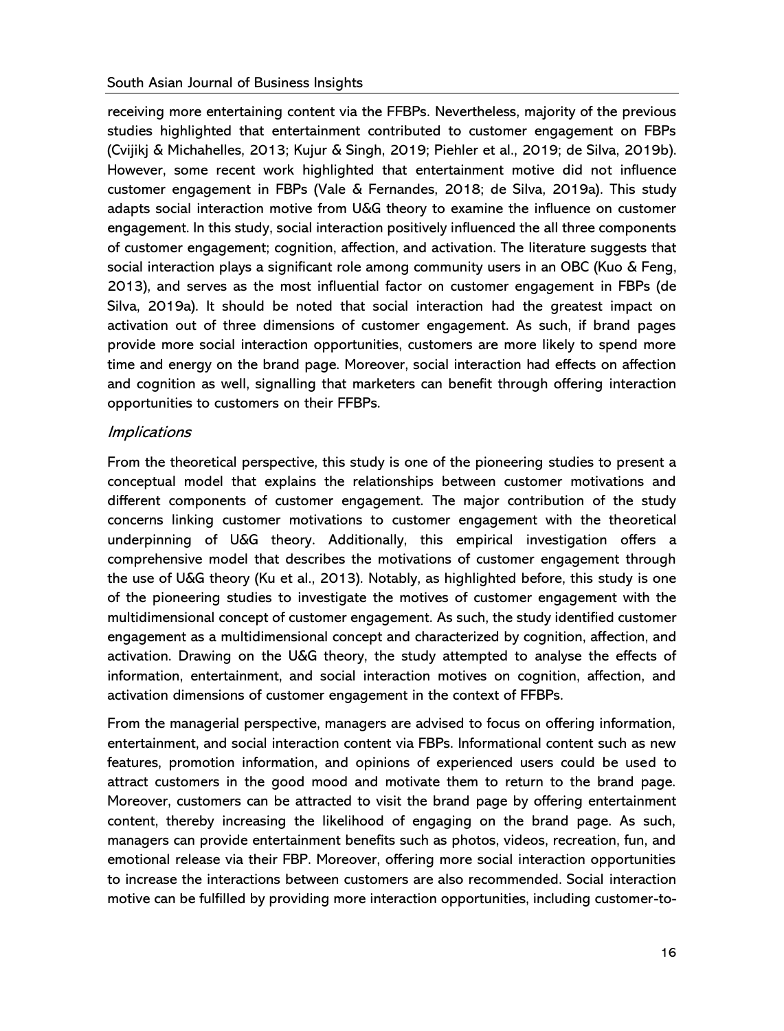receiving more entertaining content via the FFBPs. Nevertheless, majority of the previous studies highlighted that entertainment contributed to customer engagement on FBPs (Cvijikj & Michahelles, 2013; Kujur & Singh, 2019; Piehler et al., 2019; de Silva, 2019b). However, some recent work highlighted that entertainment motive did not influence customer engagement in FBPs (Vale & Fernandes, 2018; de Silva, 2019a). This study adapts social interaction motive from U&G theory to examine the influence on customer engagement. In this study, social interaction positively influenced the all three components of customer engagement; cognition, affection, and activation. The literature suggests that social interaction plays a significant role among community users in an OBC (Kuo & Feng, 2013), and serves as the most influential factor on customer engagement in FBPs (de Silva, 2019a). It should be noted that social interaction had the greatest impact on activation out of three dimensions of customer engagement. As such, if brand pages provide more social interaction opportunities, customers are more likely to spend more time and energy on the brand page. Moreover, social interaction had effects on affection and cognition as well, signalling that marketers can benefit through offering interaction opportunities to customers on their FFBPs.

### *Implications*

From the theoretical perspective, this study is one of the pioneering studies to present a conceptual model that explains the relationships between customer motivations and different components of customer engagement. The major contribution of the study concerns linking customer motivations to customer engagement with the theoretical underpinning of U&G theory. Additionally, this empirical investigation offers a comprehensive model that describes the motivations of customer engagement through the use of U&G theory (Ku et al., 2013). Notably, as highlighted before, this study is one of the pioneering studies to investigate the motives of customer engagement with the multidimensional concept of customer engagement. As such, the study identified customer engagement as a multidimensional concept and characterized by cognition, affection, and activation. Drawing on the U&G theory, the study attempted to analyse the effects of information, entertainment, and social interaction motives on cognition, affection, and activation dimensions of customer engagement in the context of FFBPs.

From the managerial perspective, managers are advised to focus on offering information, entertainment, and social interaction content via FBPs. Informational content such as new features, promotion information, and opinions of experienced users could be used to attract customers in the good mood and motivate them to return to the brand page. Moreover, customers can be attracted to visit the brand page by offering entertainment content, thereby increasing the likelihood of engaging on the brand page. As such, managers can provide entertainment benefits such as photos, videos, recreation, fun, and emotional release via their FBP. Moreover, offering more social interaction opportunities to increase the interactions between customers are also recommended. Social interaction motive can be fulfilled by providing more interaction opportunities, including customer-to-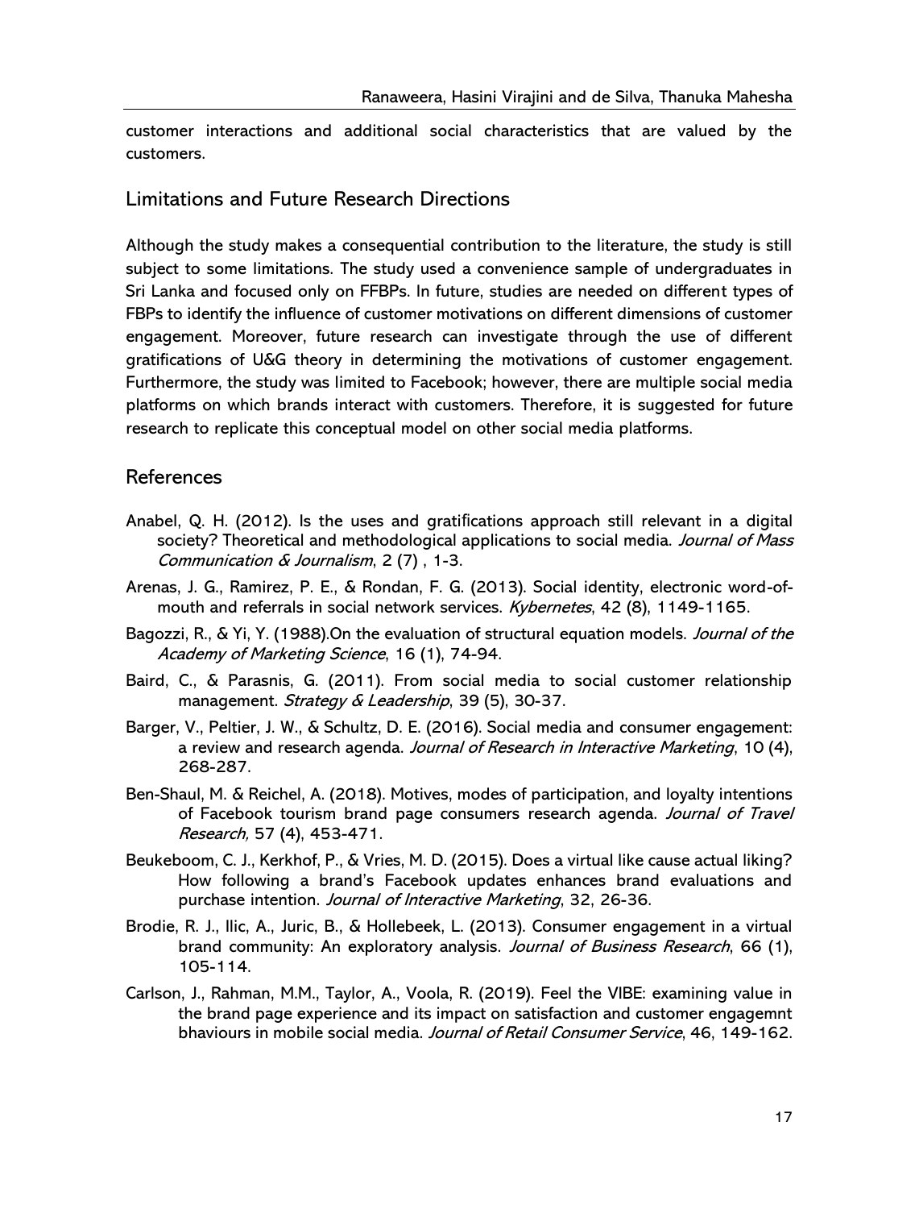customer interactions and additional social characteristics that are valued by the customers.

## Limitations and Future Research Directions

Although the study makes a consequential contribution to the literature, the study is still subject to some limitations. The study used a convenience sample of undergraduates in Sri Lanka and focused only on FFBPs. In future, studies are needed on different types of FBPs to identify the influence of customer motivations on different dimensions of customer engagement. Moreover, future research can investigate through the use of different gratifications of U&G theory in determining the motivations of customer engagement. Furthermore, the study was limited to Facebook; however, there are multiple social media platforms on which brands interact with customers. Therefore, it is suggested for future research to replicate this conceptual model on other social media platforms.

## References

Anabel, Q. H. (2012). Is the uses and gratifications approach still relevant in a digital society? Theoretical and methodological applications to social media. *Journal of Mass Communication & Journalism*, 2 (7) , 1-3.

Arenas, J. G., Ramirez, P. E., & Rondan, F. G. (2013). Social identity, electronic word-of-mouth and referrals in social network services. *Kybernetes*, 42 (8), 1149-1165.

Bagozzi, R., & Yi, Y. (1988).On the evaluation of structural equation models. *Journal of the Academy of Marketing Science*, 16 (1), 74-94.

Baird, C., & Parasnis, G. (2011). From social media to social customer relationship management. *Strategy & Leadership*, 39 (5), 30-37.

Barger, V., Peltier, J. W., & Schultz, D. E. (2016). Social media and consumer engagement: a review and research agenda. *Journal of Research in Interactive Marketing*, 10 (4), 268-287.

Ben-Shaul, M. & Reichel, A. (2018). Motives, modes of participation, and loyalty intentions of Facebook tourism brand page consumers research agenda. *Journal of Travel Research,* 57 (4), 453-471.

Beukeboom, C. J., Kerkhof, P., & Vries, M. D. (2015). Does a virtual like cause actual liking? How following a brand's Facebook updates enhances brand evaluations and purchase intention. *Journal of Interactive Marketing*, 32, 26-36.

Brodie, R. J., Ilic, A., Juric, B., & Hollebeek, L. (2013). Consumer engagement in a virtual brand community: An exploratory analysis. *Journal of Business Research*, 66 (1), 105-114.

Carlson, J., Rahman, M.M., Taylor, A., Voola, R. (2019). Feel the VIBE: examining value in the brand page experience and its impact on satisfaction and customer engagemnt bhaviours in mobile social media. *Journal of Retail Consumer Service*, 46, 149-162.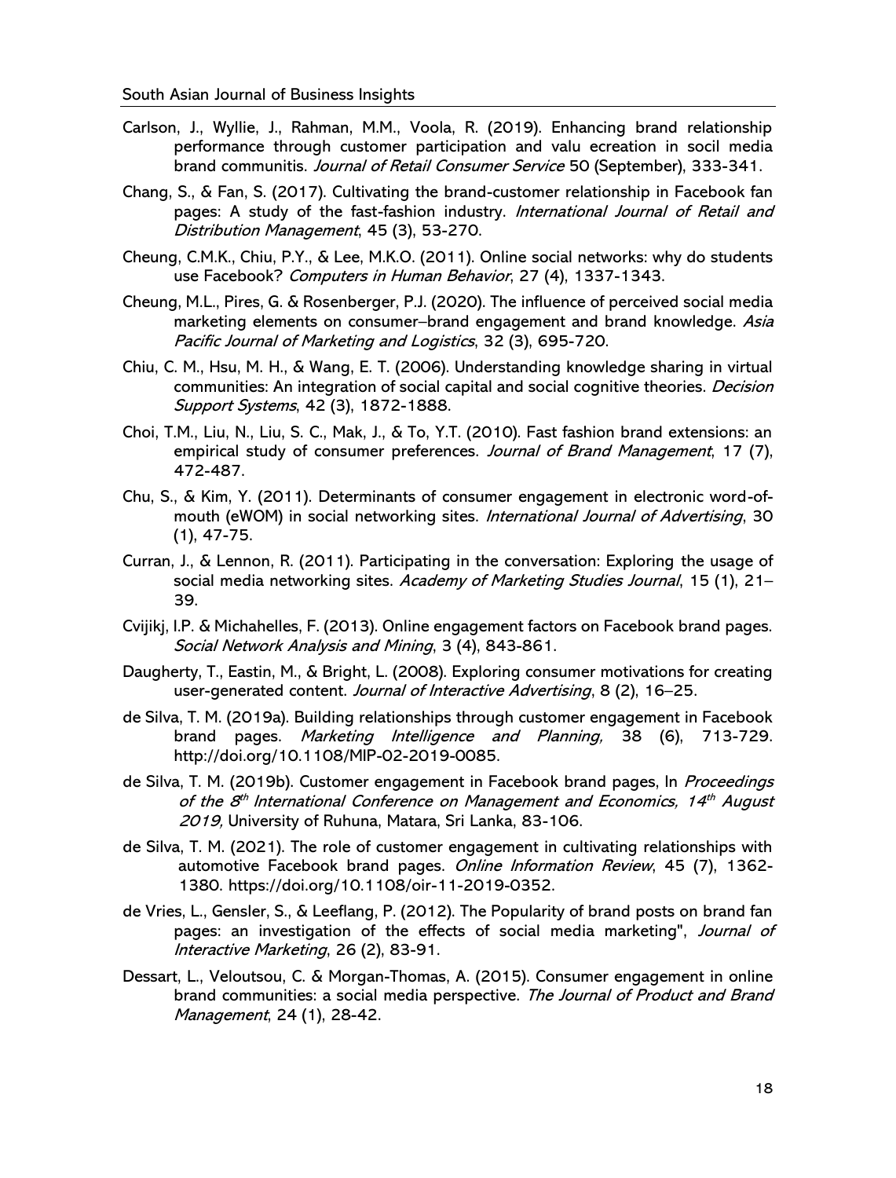Carlson, J., Wyllie, J., Rahman, M.M., Voola, R. (2019). Enhancing brand relationship performance through customer participation and valu ecreation in socil media brand communitis. *Journal of Retail Consumer Service* 50 (September), 333-341.

Chang, S., & Fan, S. (2017). Cultivating the brand-customer relationship in Facebook fan pages: A study of the fast-fashion industry. *International Journal of Retail and Distribution Management*, 45 (3), 53-270.

Cheung, C.M.K., Chiu, P.Y., & Lee, M.K.O. (2011). Online social networks: why do students use Facebook? *Computers in Human Behavior*, 27 (4), 1337-1343.

Cheung, M.L., Pires, G. & Rosenberger, P.J. (2020). The influence of perceived social media marketing elements on consumer–brand engagement and brand knowledge. *Asia Pacific Journal of Marketing and Logistics*, 32 (3), 695-720.

Chiu, C. M., Hsu, M. H., & Wang, E. T. (2006). Understanding knowledge sharing in virtual communities: An integration of social capital and social cognitive theories. *Decision Support Systems*, 42 (3), 1872-1888.

Choi, T.M., Liu, N., Liu, S. C., Mak, J., & To, Y.T. (2010). Fast fashion brand extensions: an empirical study of consumer preferences. *Journal of Brand Management*, 17 (7), 472-487.

Chu, S., & Kim, Y. (2011). Determinants of consumer engagement in electronic word-of-mouth (eWOM) in social networking sites. *International Journal of Advertising*, 30 (1), 47-75.

Curran, J., & Lennon, R. (2011). Participating in the conversation: Exploring the usage of social media networking sites. *Academy of Marketing Studies Journal*, 15 (1), 21–39.

Cvijikj, I.P. & Michahelles, F. (2013). Online engagement factors on Facebook brand pages. *Social Network Analysis and Mining*, 3 (4), 843-861.

Daugherty, T., Eastin, M., & Bright, L. (2008). Exploring consumer motivations for creating user-generated content. *Journal of Interactive Advertising*, 8 (2), 16–25.

de Silva, T. M. (2019a). Building relationships through customer engagement in Facebook brand pages. *Marketing Intelligence and Planning,* 38 (6), 713-729. http://doi.org/10.1108/MIP-02-2019-0085.

de Silva, T. M. (2019b). Customer engagement in Facebook brand pages, In *Proceedings of the 8th International Conference on Management and Economics, 14th August 2019,* University of Ruhuna, Matara, Sri Lanka, 83-106.

de Silva, T. M. (2021). The role of customer engagement in cultivating relationships with automotive Facebook brand pages. *Online Information Review*, 45 (7), 1362-1380. https://doi.org/10.1108/oir-11-2019-0352.

de Vries, L., Gensler, S., & Leeflang, P. (2012). The Popularity of brand posts on brand fan pages: an investigation of the effects of social media marketing", *Journal of Interactive Marketing*, 26 (2), 83-91.

Dessart, L., Veloutsou, C. & Morgan-Thomas, A. (2015). Consumer engagement in online brand communities: a social media perspective. *The Journal of Product and Brand Management*, 24 (1), 28-42.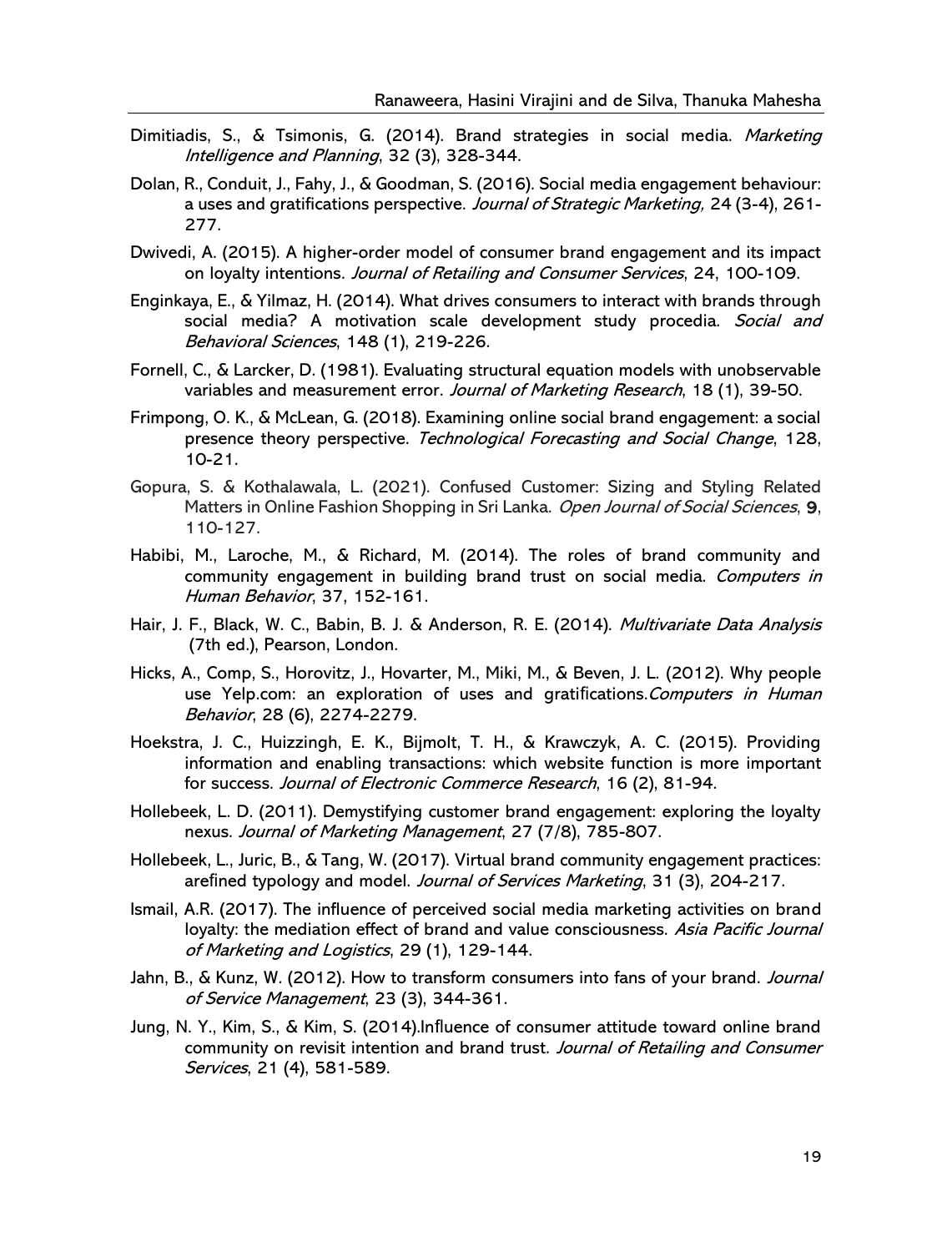Dimitiadis, S., & Tsimonis, G. (2014). Brand strategies in social media. *Marketing Intelligence and Planning*, 32 (3), 328-344.

Dolan, R., Conduit, J., Fahy, J., & Goodman, S. (2016). Social media engagement behaviour: a uses and gratifications perspective. *Journal of Strategic Marketing,* 24 (3-4), 261-277.

Dwivedi, A. (2015). A higher-order model of consumer brand engagement and its impact on loyalty intentions. *Journal of Retailing and Consumer Services*, 24, 100-109.

Enginkaya, E., & Yilmaz, H. (2014). What drives consumers to interact with brands through social media? A motivation scale development study procedia. *Social and Behavioral Sciences*, 148 (1), 219-226.

Fornell, C., & Larcker, D. (1981). Evaluating structural equation models with unobservable variables and measurement error. *Journal of Marketing Research*, 18 (1), 39-50.

Frimpong, O. K., & McLean, G. (2018). Examining online social brand engagement: a social presence theory perspective. *Technological Forecasting and Social Change*, 128, 10-21.

Gopura, S. & Kothalawala, L. (2021). Confused Customer: Sizing and Styling Related Matters in Online Fashion Shopping in Sri Lanka. *Open Journal of Social Sciences*, **9**, 110-127.

Habibi, M., Laroche, M., & Richard, M. (2014). The roles of brand community and community engagement in building brand trust on social media. *Computers in Human Behavior*, 37, 152-161.

Hair, J. F., Black, W. C., Babin, B. J. & Anderson, R. E. (2014). *Multivariate Data Analysis* (7th ed.), Pearson, London.

Hicks, A., Comp, S., Horovitz, J., Hovarter, M., Miki, M., & Beven, J. L. (2012). Why people use Yelp.com: an exploration of uses and gratifications.*Computers in Human Behavior*, 28 (6), 2274-2279.

Hoekstra, J. C., Huizzingh, E. K., Bijmolt, T. H., & Krawczyk, A. C. (2015). Providing information and enabling transactions: which website function is more important for success. *Journal of Electronic Commerce Research*, 16 (2), 81-94.

Hollebeek, L. D. (2011). Demystifying customer brand engagement: exploring the loyalty nexus. *Journal of Marketing Management*, 27 (7/8), 785-807.

Hollebeek, L., Juric, B., & Tang, W. (2017). Virtual brand community engagement practices: arefined typology and model. *Journal of Services Marketing*, 31 (3), 204-217.

Ismail, A.R. (2017). The influence of perceived social media marketing activities on brand loyalty: the mediation effect of brand and value consciousness. *Asia Pacific Journal of Marketing and Logistics*, 29 (1), 129-144.

Jahn, B., & Kunz, W. (2012). How to transform consumers into fans of your brand. *Journal of Service Management*, 23 (3), 344-361.

Jung, N. Y., Kim, S., & Kim, S. (2014).Influence of consumer attitude toward online brand community on revisit intention and brand trust. *Journal of Retailing and Consumer Services*, 21 (4), 581-589.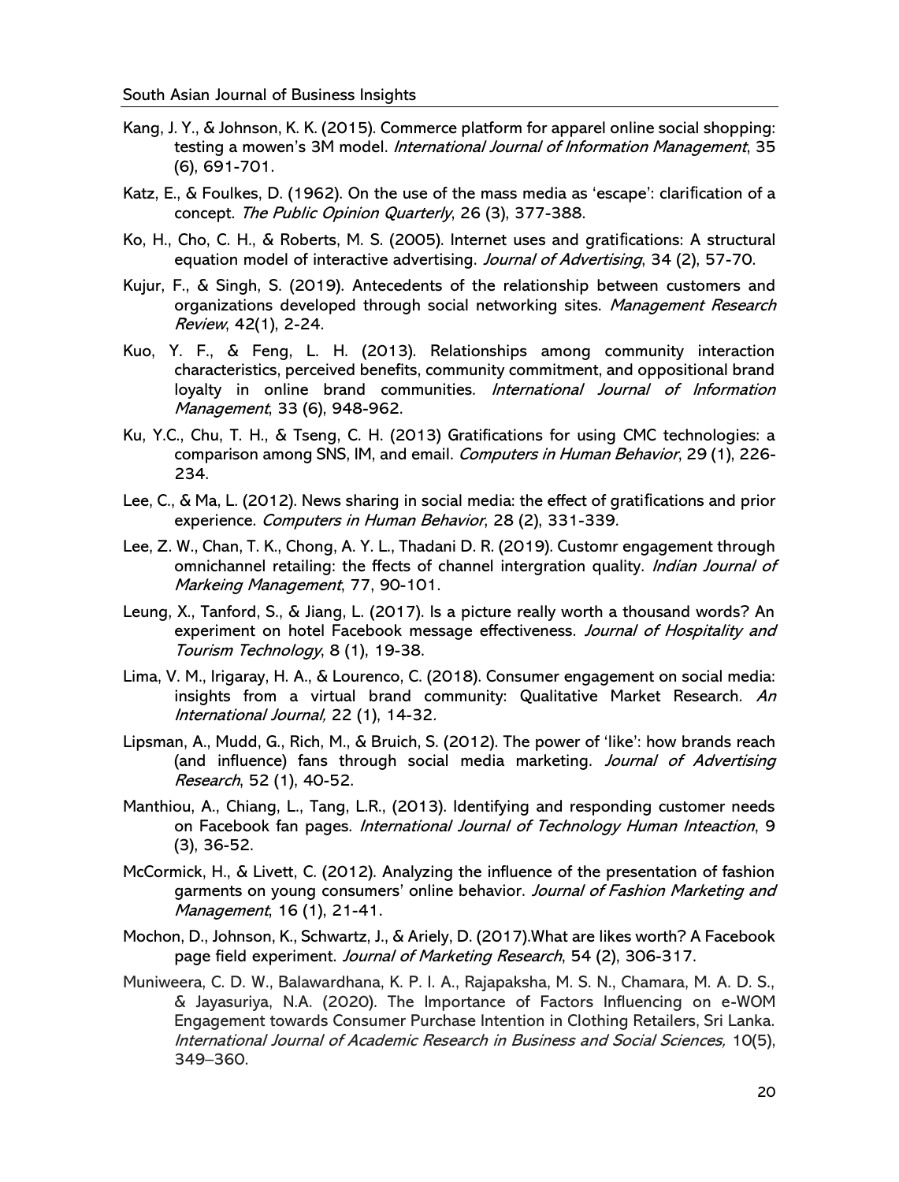Kang, J. Y., & Johnson, K. K. (2015). Commerce platform for apparel online social shopping: testing a mowen's 3M model. *International Journal of Information Management*, 35 (6), 691-701.

Katz, E., & Foulkes, D. (1962). On the use of the mass media as 'escape': clarification of a concept. *The Public Opinion Quarterly*, 26 (3), 377-388.

Ko, H., Cho, C. H., & Roberts, M. S. (2005). Internet uses and gratifications: A structural equation model of interactive advertising. *Journal of Advertising*, 34 (2), 57-70.

Kujur, F., & Singh, S. (2019). Antecedents of the relationship between customers and organizations developed through social networking sites. *Management Research Review*, 42(1), 2-24.

Kuo, Y. F., & Feng, L. H. (2013). Relationships among community interaction characteristics, perceived benefits, community commitment, and oppositional brand loyalty in online brand communities. *International Journal of Information Management*, 33 (6), 948-962.

Ku, Y.C., Chu, T. H., & Tseng, C. H. (2013) Gratifications for using CMC technologies: a comparison among SNS, IM, and email. *Computers in Human Behavior*, 29 (1), 226-234.

Lee, C., & Ma, L. (2012). News sharing in social media: the effect of gratifications and prior experience. *Computers in Human Behavior*, 28 (2), 331-339.

Lee, Z. W., Chan, T. K., Chong, A. Y. L., Thadani D. R. (2019). Customr engagement through omnichannel retailing: the ffects of channel intergration quality. *Indian Journal of Markeing Management*, 77, 90-101.

Leung, X., Tanford, S., & Jiang, L. (2017). Is a picture really worth a thousand words? An experiment on hotel Facebook message effectiveness. *Journal of Hospitality and Tourism Technology*, 8 (1), 19-38.

Lima, V. M., Irigaray, H. A., & Lourenco, C. (2018). Consumer engagement on social media: insights from a virtual brand community: Qualitative Market Research. *An International Journal,* 22 (1), 14-32.

Lipsman, A., Mudd, G., Rich, M., & Bruich, S. (2012). The power of 'like': how brands reach (and influence) fans through social media marketing. *Journal of Advertising Research*, 52 (1), 40-52.

Manthiou, A., Chiang, L., Tang, L.R., (2013). Identifying and responding customer needs on Facebook fan pages. *International Journal of Technology Human Inteaction*, 9 (3), 36-52.

McCormick, H., & Livett, C. (2012). Analyzing the influence of the presentation of fashion garments on young consumers' online behavior. *Journal of Fashion Marketing and Management*, 16 (1), 21-41.

Mochon, D., Johnson, K., Schwartz, J., & Ariely, D. (2017).What are likes worth? A Facebook page field experiment. *Journal of Marketing Research*, 54 (2), 306-317.

Muniweera, C. D. W., Balawardhana, K. P. I. A., Rajapaksha, M. S. N., Chamara, M. A. D. S., & Jayasuriya, N.A. (2020). The Importance of Factors Influencing on e-WOM Engagement towards Consumer Purchase Intention in Clothing Retailers, Sri Lanka. *International Journal of Academic Research in Business and Social Sciences,* 10(5), 349–360.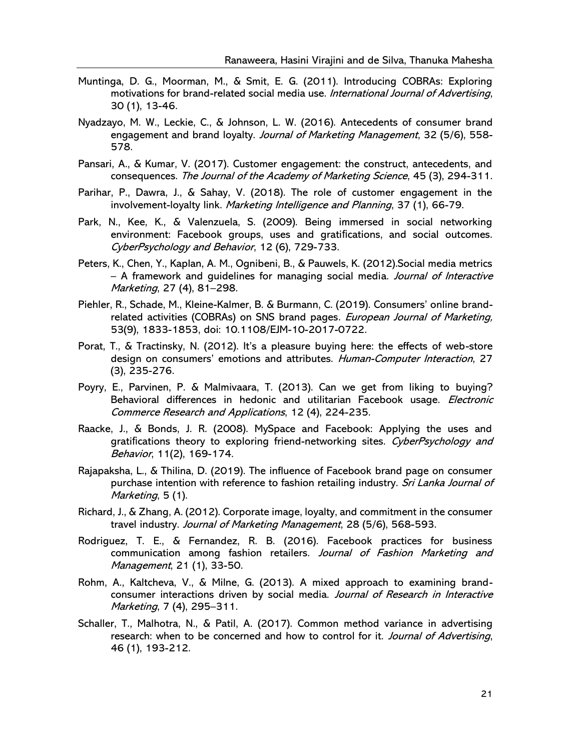Muntinga, D. G., Moorman, M., & Smit, E. G. (2011). Introducing COBRAs: Exploring motivations for brand-related social media use. *International Journal of Advertising*, 30 (1), 13-46.

Nyadzayo, M. W., Leckie, C., & Johnson, L. W. (2016). Antecedents of consumer brand engagement and brand loyalty. *Journal of Marketing Management*, 32 (5/6), 558-578.

Pansari, A., & Kumar, V. (2017). Customer engagement: the construct, antecedents, and consequences. *The Journal of the Academy of Marketing Science*, 45 (3), 294-311.

Parihar, P., Dawra, J., & Sahay, V. (2018). The role of customer engagement in the involvement-loyalty link. *Marketing Intelligence and Planning*, 37 (1), 66-79.

Park, N., Kee, K., & Valenzuela, S. (2009). Being immersed in social networking environment: Facebook groups, uses and gratifications, and social outcomes. *CyberPsychology and Behavior*, 12 (6), 729-733.

Peters, K., Chen, Y., Kaplan, A. M., Ognibeni, B., & Pauwels, K. (2012).Social media metrics – A framework and guidelines for managing social media. *Journal of Interactive Marketing*, 27 (4), 81–298.

Piehler, R., Schade, M., Kleine-Kalmer, B. & Burmann, C. (2019). Consumers' online brand-related activities (COBRAs) on SNS brand pages. *European Journal of Marketing,* 53(9), 1833-1853, doi: 10.1108/EJM-10-2017-0722.

Porat, T., & Tractinsky, N. (2012). It's a pleasure buying here: the effects of web-store design on consumers' emotions and attributes. *Human-Computer Interaction*, 27 (3), 235-276.

Poyry, E., Parvinen, P. & Malmivaara, T. (2013). Can we get from liking to buying? Behavioral differences in hedonic and utilitarian Facebook usage. *Electronic Commerce Research and Applications*, 12 (4), 224-235.

Raacke, J., & Bonds, J. R. (2008). MySpace and Facebook: Applying the uses and gratifications theory to exploring friend-networking sites. *CyberPsychology and Behavior*, 11(2), 169-174.

Rajapaksha, L., & Thilina, D. (2019). The influence of Facebook brand page on consumer purchase intention with reference to fashion retailing industry. *Sri Lanka Journal of Marketing*, 5 (1).

Richard, J., & Zhang, A. (2012). Corporate image, loyalty, and commitment in the consumer travel industry. *Journal of Marketing Management*, 28 (5/6), 568-593.

Rodriguez, T. E., & Fernandez, R. B. (2016). Facebook practices for business communication among fashion retailers. *Journal of Fashion Marketing and Management*, 21 (1), 33-50.

Rohm, A., Kaltcheva, V., & Milne, G. (2013). A mixed approach to examining brand-consumer interactions driven by social media. *Journal of Research in Interactive Marketing*, 7 (4), 295–311.

Schaller, T., Malhotra, N., & Patil, A. (2017). Common method variance in advertising research: when to be concerned and how to control for it. *Journal of Advertising*, 46 (1), 193-212.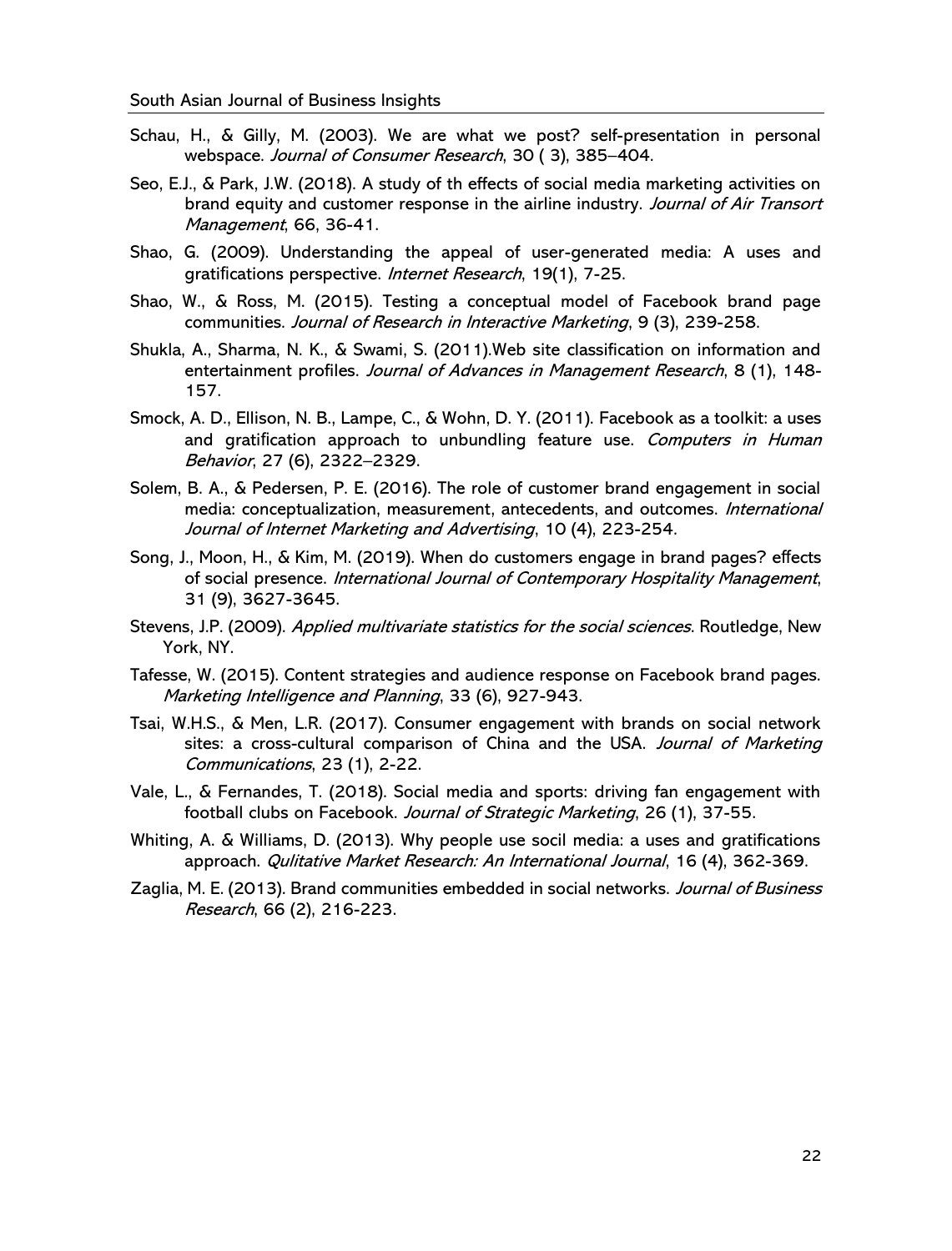Schau, H., & Gilly, M. (2003). We are what we post? self-presentation in personal webspace. *Journal of Consumer Research*, 30 ( 3), 385–404.

Seo, E.J., & Park, J.W. (2018). A study of th effects of social media marketing activities on brand equity and customer response in the airline industry. *Journal of Air Transort Management*, 66, 36-41.

Shao, G. (2009). Understanding the appeal of user-generated media: A uses and gratifications perspective. *Internet Research*, 19(1), 7-25.

Shao, W., & Ross, M. (2015). Testing a conceptual model of Facebook brand page communities. *Journal of Research in Interactive Marketing*, 9 (3), 239-258.

Shukla, A., Sharma, N. K., & Swami, S. (2011).Web site classification on information and entertainment profiles. *Journal of Advances in Management Research*, 8 (1), 148-157.

Smock, A. D., Ellison, N. B., Lampe, C., & Wohn, D. Y. (2011). Facebook as a toolkit: a uses and gratification approach to unbundling feature use. *Computers in Human Behavior*, 27 (6), 2322–2329.

Solem, B. A., & Pedersen, P. E. (2016). The role of customer brand engagement in social media: conceptualization, measurement, antecedents, and outcomes. *International Journal of Internet Marketing and Advertising*, 10 (4), 223-254.

Song, J., Moon, H., & Kim, M. (2019). When do customers engage in brand pages? effects of social presence. *International Journal of Contemporary Hospitality Management*, 31 (9), 3627-3645.

Stevens, J.P. (2009). *Applied multivariate statistics for the social sciences*. Routledge, New York, NY.

Tafesse, W. (2015). Content strategies and audience response on Facebook brand pages. *Marketing Intelligence and Planning*, 33 (6), 927-943.

Tsai, W.H.S., & Men, L.R. (2017). Consumer engagement with brands on social network sites: a cross-cultural comparison of China and the USA. *Journal of Marketing Communications*, 23 (1), 2-22.

Vale, L., & Fernandes, T. (2018). Social media and sports: driving fan engagement with football clubs on Facebook. *Journal of Strategic Marketing*, 26 (1), 37-55.

Whiting, A. & Williams, D. (2013). Why people use socil media: a uses and gratifications approach. *Qulitative Market Research: An International Journal*, 16 (4), 362-369.

Zaglia, M. E. (2013). Brand communities embedded in social networks. *Journal of Business Research*, 66 (2), 216-223.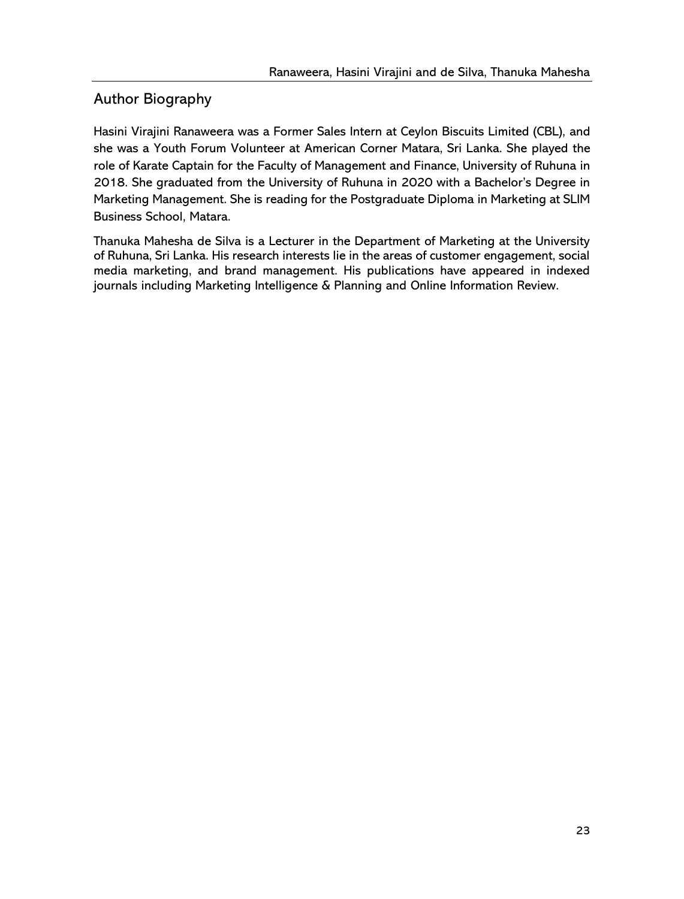## Author Biography

Hasini Virajini Ranaweera was a Former Sales Intern at Ceylon Biscuits Limited (CBL), and she was a Youth Forum Volunteer at American Corner Matara, Sri Lanka. She played the role of Karate Captain for the Faculty of Management and Finance, University of Ruhuna in 2018. She graduated from the University of Ruhuna in 2020 with a Bachelor's Degree in Marketing Management. She is reading for the Postgraduate Diploma in Marketing at SLIM Business School, Matara.

Thanuka Mahesha de Silva is a Lecturer in the Department of Marketing at the University of Ruhuna, Sri Lanka. His research interests lie in the areas of customer engagement, social media marketing, and brand management. His publications have appeared in indexed journals including Marketing Intelligence & Planning and Online Information Review.